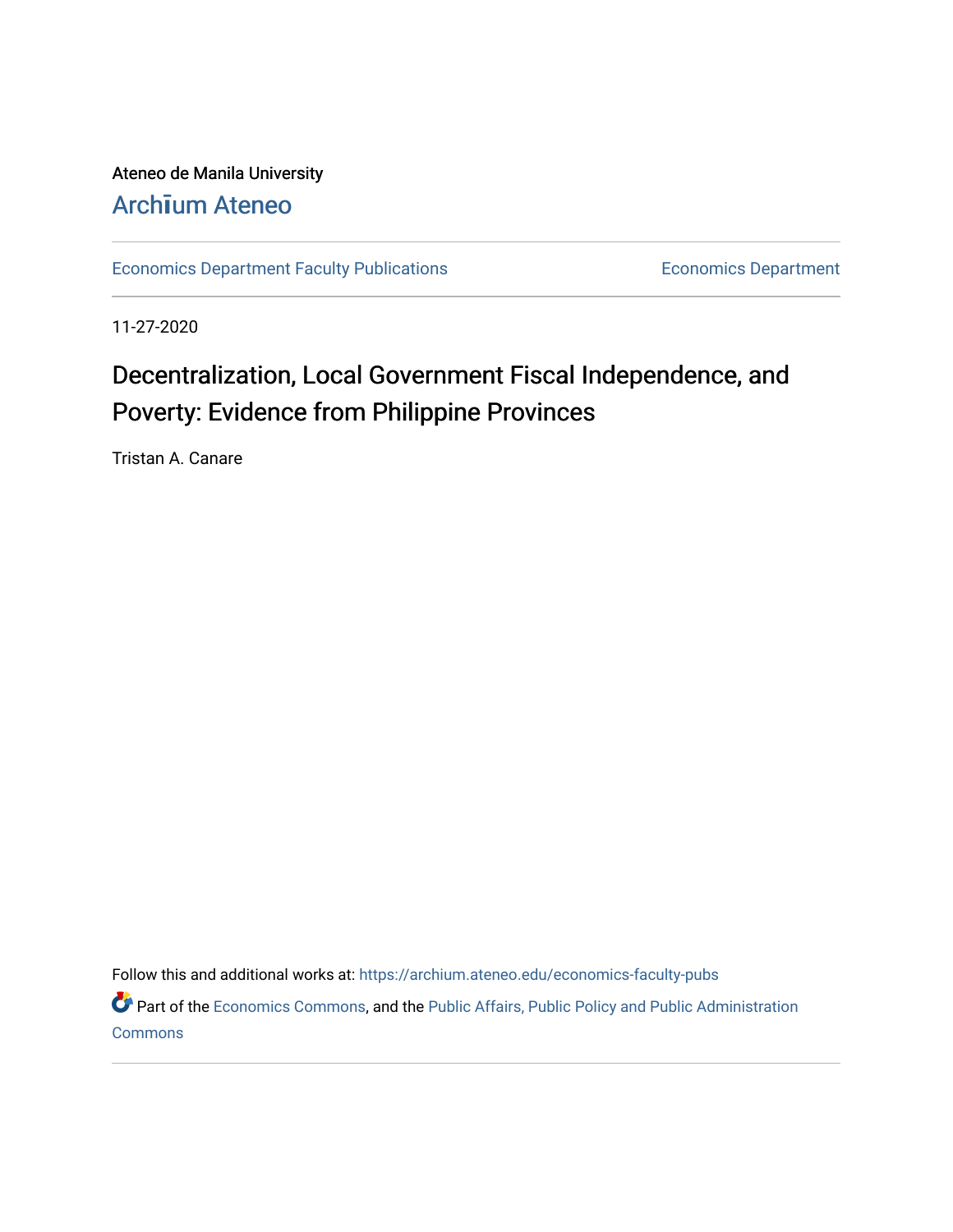Ateneo de Manila University

Archīum Ateneo

Economics Department Faculty Publications | Economics Department

11-27-2020

# Decentralization, Local Government Fiscal Independence, and Poverty: Evidence from Philippine Provinces

Tristan A. Canare

Follow this and additional works at: https://archium.ateneo.edu/economics-faculty-pubs

Part of the Economics Commons, and the Public Affairs, Public Policy and Public Administration Commons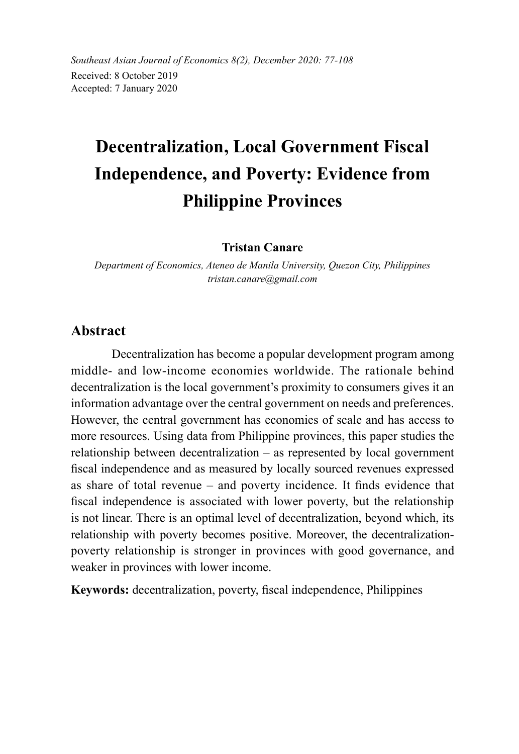# Decentralization, Local Government Fiscal Independence, and Poverty: Evidence from Philippine Provinces

**Tristan Canare**

*Department of Economics, Ateneo de Manila University, Quezon City, Philippines*
*tristan.canare@gmail.com*

## Abstract

Decentralization has become a popular development program among middle- and low-income economies worldwide. The rationale behind decentralization is the local government's proximity to consumers gives it an information advantage over the central government on needs and preferences. However, the central government has economies of scale and has access to more resources. Using data from Philippine provinces, this paper studies the relationship between decentralization – as represented by local government fiscal independence and as measured by locally sourced revenues expressed as share of total revenue – and poverty incidence. It finds evidence that fiscal independence is associated with lower poverty, but the relationship is not linear. There is an optimal level of decentralization, beyond which, its relationship with poverty becomes positive. Moreover, the decentralization-poverty relationship is stronger in provinces with good governance, and weaker in provinces with lower income.

**Keywords:** decentralization, poverty, fiscal independence, Philippines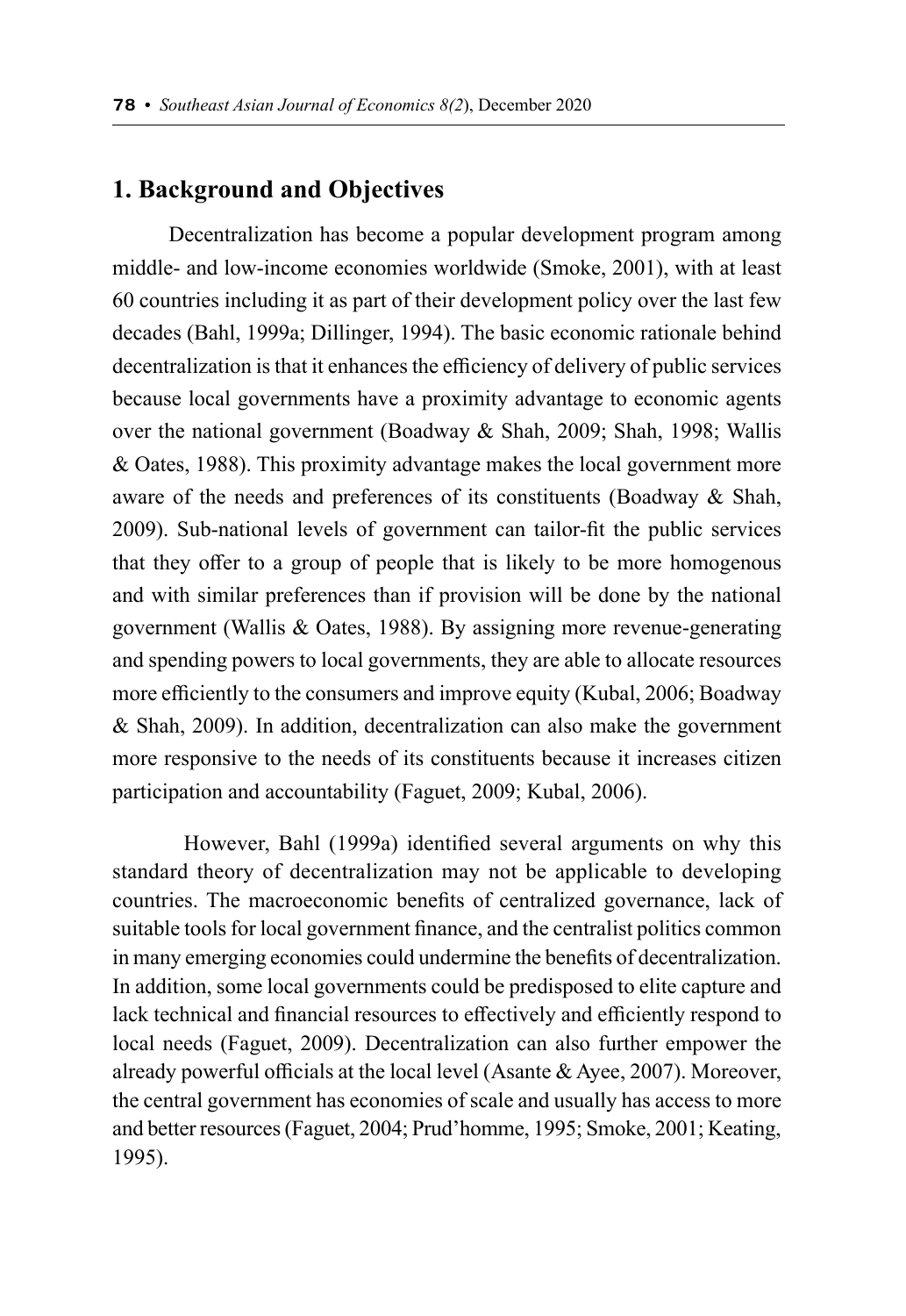## 1. Background and Objectives

Decentralization has become a popular development program among middle- and low-income economies worldwide (Smoke, 2001), with at least 60 countries including it as part of their development policy over the last few decades (Bahl, 1999a; Dillinger, 1994). The basic economic rationale behind decentralization is that it enhances the efficiency of delivery of public services because local governments have a proximity advantage to economic agents over the national government (Boadway & Shah, 2009; Shah, 1998; Wallis & Oates, 1988). This proximity advantage makes the local government more aware of the needs and preferences of its constituents (Boadway & Shah, 2009). Sub-national levels of government can tailor-fit the public services that they offer to a group of people that is likely to be more homogenous and with similar preferences than if provision will be done by the national government (Wallis & Oates, 1988). By assigning more revenue-generating and spending powers to local governments, they are able to allocate resources more efficiently to the consumers and improve equity (Kubal, 2006; Boadway & Shah, 2009). In addition, decentralization can also make the government more responsive to the needs of its constituents because it increases citizen participation and accountability (Faguet, 2009; Kubal, 2006).

However, Bahl (1999a) identified several arguments on why this standard theory of decentralization may not be applicable to developing countries. The macroeconomic benefits of centralized governance, lack of suitable tools for local government finance, and the centralist politics common in many emerging economies could undermine the benefits of decentralization. In addition, some local governments could be predisposed to elite capture and lack technical and financial resources to effectively and efficiently respond to local needs (Faguet, 2009). Decentralization can also further empower the already powerful officials at the local level (Asante & Ayee, 2007). Moreover, the central government has economies of scale and usually has access to more and better resources (Faguet, 2004; Prud'homme, 1995; Smoke, 2001; Keating, 1995).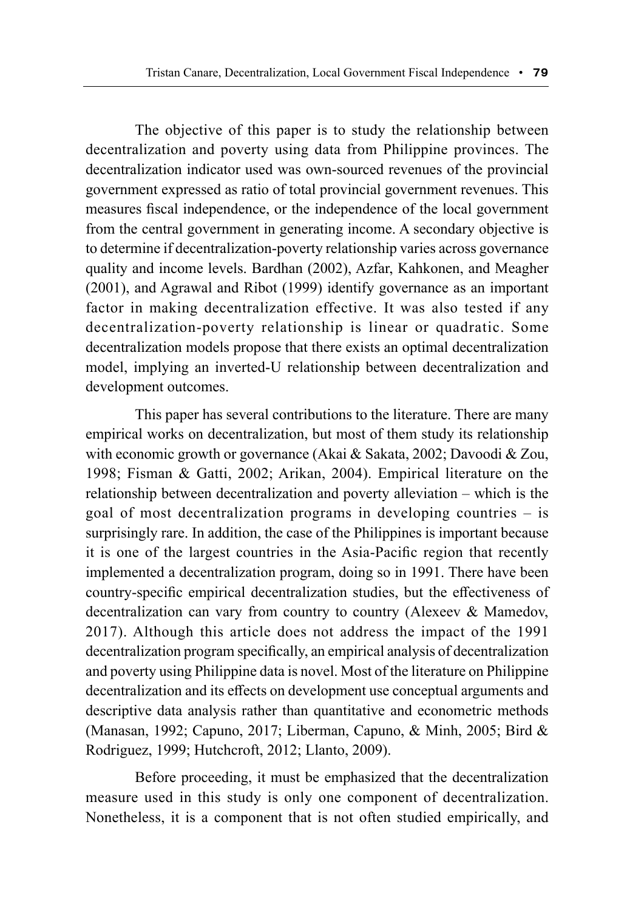The objective of this paper is to study the relationship between decentralization and poverty using data from Philippine provinces. The decentralization indicator used was own-sourced revenues of the provincial government expressed as ratio of total provincial government revenues. This measures fiscal independence, or the independence of the local government from the central government in generating income. A secondary objective is to determine if decentralization-poverty relationship varies across governance quality and income levels. Bardhan (2002), Azfar, Kahkonen, and Meagher (2001), and Agrawal and Ribot (1999) identify governance as an important factor in making decentralization effective. It was also tested if any decentralization-poverty relationship is linear or quadratic. Some decentralization models propose that there exists an optimal decentralization model, implying an inverted-U relationship between decentralization and development outcomes.

This paper has several contributions to the literature. There are many empirical works on decentralization, but most of them study its relationship with economic growth or governance (Akai & Sakata, 2002; Davoodi & Zou, 1998; Fisman & Gatti, 2002; Arikan, 2004). Empirical literature on the relationship between decentralization and poverty alleviation – which is the goal of most decentralization programs in developing countries – is surprisingly rare. In addition, the case of the Philippines is important because it is one of the largest countries in the Asia-Pacific region that recently implemented a decentralization program, doing so in 1991. There have been country-specific empirical decentralization studies, but the effectiveness of decentralization can vary from country to country (Alexeev & Mamedov, 2017). Although this article does not address the impact of the 1991 decentralization program specifically, an empirical analysis of decentralization and poverty using Philippine data is novel. Most of the literature on Philippine decentralization and its effects on development use conceptual arguments and descriptive data analysis rather than quantitative and econometric methods (Manasan, 1992; Capuno, 2017; Liberman, Capuno, & Minh, 2005; Bird & Rodriguez, 1999; Hutchcroft, 2012; Llanto, 2009).

Before proceeding, it must be emphasized that the decentralization measure used in this study is only one component of decentralization. Nonetheless, it is a component that is not often studied empirically, and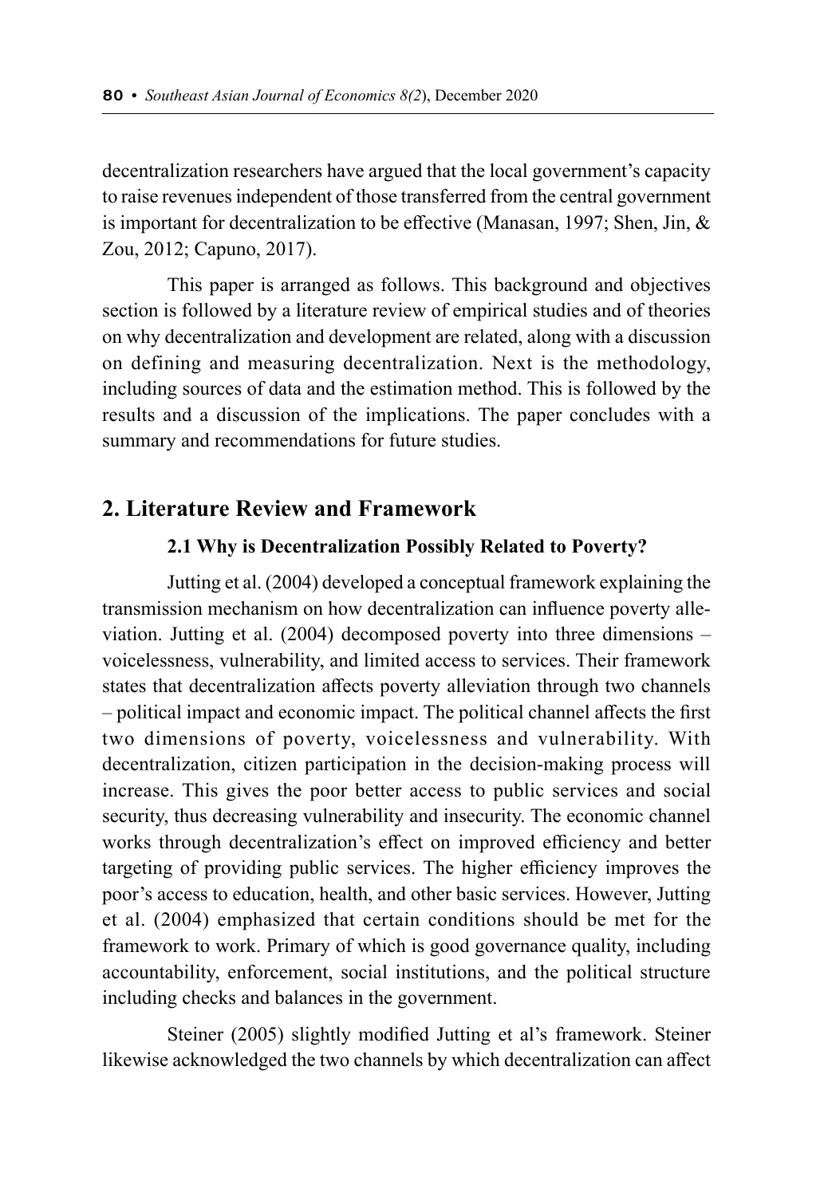decentralization researchers have argued that the local government's capacity to raise revenues independent of those transferred from the central government is important for decentralization to be effective (Manasan, 1997; Shen, Jin, & Zou, 2012; Capuno, 2017).

This paper is arranged as follows. This background and objectives section is followed by a literature review of empirical studies and of theories on why decentralization and development are related, along with a discussion on defining and measuring decentralization. Next is the methodology, including sources of data and the estimation method. This is followed by the results and a discussion of the implications. The paper concludes with a summary and recommendations for future studies.

## 2. Literature Review and Framework

### 2.1 Why is Decentralization Possibly Related to Poverty?

Jutting et al. (2004) developed a conceptual framework explaining the transmission mechanism on how decentralization can influence poverty alleviation. Jutting et al. (2004) decomposed poverty into three dimensions – voicelessness, vulnerability, and limited access to services. Their framework states that decentralization affects poverty alleviation through two channels – political impact and economic impact. The political channel affects the first two dimensions of poverty, voicelessness and vulnerability. With decentralization, citizen participation in the decision-making process will increase. This gives the poor better access to public services and social security, thus decreasing vulnerability and insecurity. The economic channel works through decentralization's effect on improved efficiency and better targeting of providing public services. The higher efficiency improves the poor's access to education, health, and other basic services. However, Jutting et al. (2004) emphasized that certain conditions should be met for the framework to work. Primary of which is good governance quality, including accountability, enforcement, social institutions, and the political structure including checks and balances in the government.

Steiner (2005) slightly modified Jutting et al's framework. Steiner likewise acknowledged the two channels by which decentralization can affect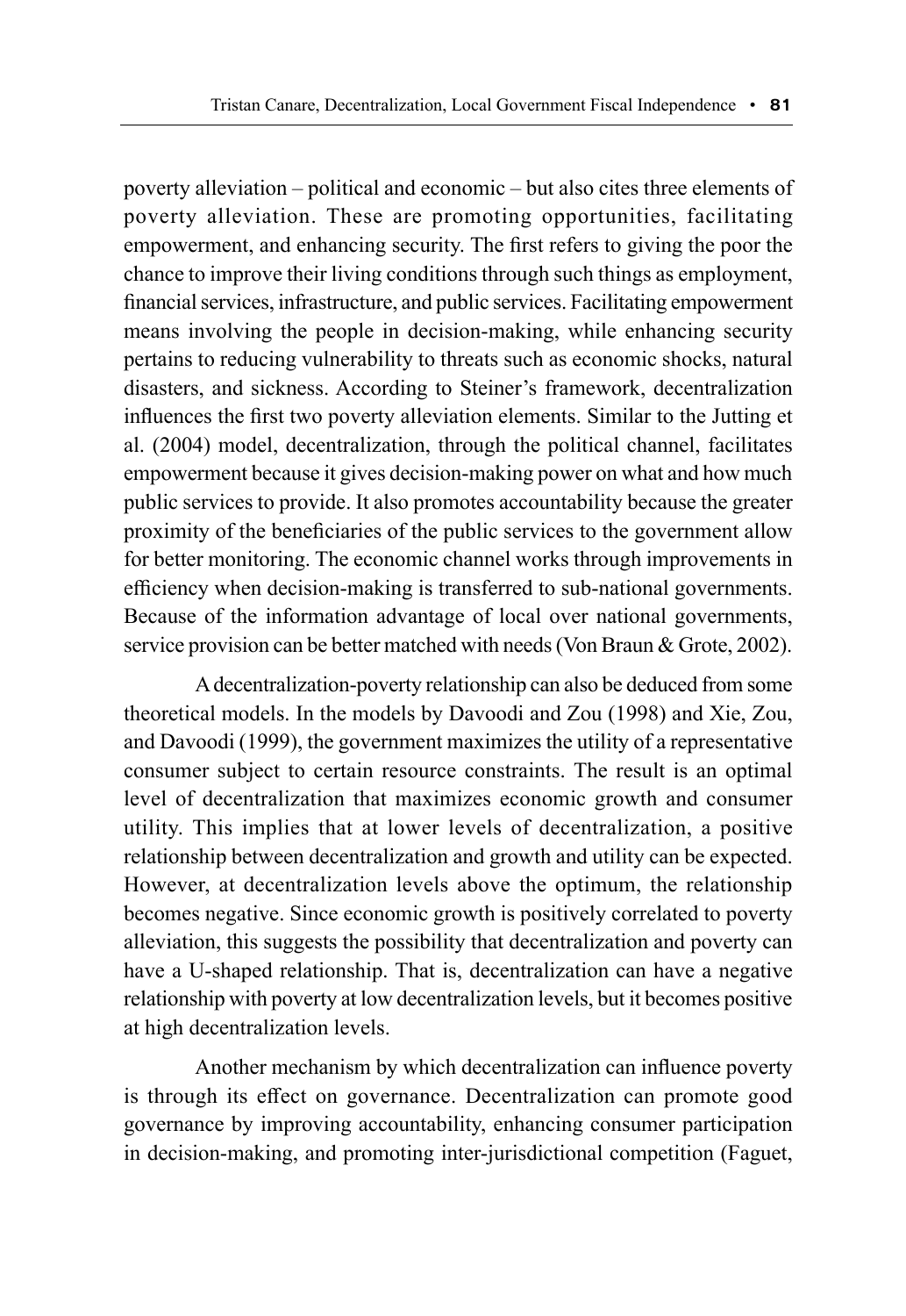poverty alleviation – political and economic – but also cites three elements of poverty alleviation. These are promoting opportunities, facilitating empowerment, and enhancing security. The first refers to giving the poor the chance to improve their living conditions through such things as employment, financial services, infrastructure, and public services. Facilitating empowerment means involving the people in decision-making, while enhancing security pertains to reducing vulnerability to threats such as economic shocks, natural disasters, and sickness. According to Steiner's framework, decentralization influences the first two poverty alleviation elements. Similar to the Jutting et al. (2004) model, decentralization, through the political channel, facilitates empowerment because it gives decision-making power on what and how much public services to provide. It also promotes accountability because the greater proximity of the beneficiaries of the public services to the government allow for better monitoring. The economic channel works through improvements in efficiency when decision-making is transferred to sub-national governments. Because of the information advantage of local over national governments, service provision can be better matched with needs (Von Braun & Grote, 2002).

A decentralization-poverty relationship can also be deduced from some theoretical models. In the models by Davoodi and Zou (1998) and Xie, Zou, and Davoodi (1999), the government maximizes the utility of a representative consumer subject to certain resource constraints. The result is an optimal level of decentralization that maximizes economic growth and consumer utility. This implies that at lower levels of decentralization, a positive relationship between decentralization and growth and utility can be expected. However, at decentralization levels above the optimum, the relationship becomes negative. Since economic growth is positively correlated to poverty alleviation, this suggests the possibility that decentralization and poverty can have a U-shaped relationship. That is, decentralization can have a negative relationship with poverty at low decentralization levels, but it becomes positive at high decentralization levels.

Another mechanism by which decentralization can influence poverty is through its effect on governance. Decentralization can promote good governance by improving accountability, enhancing consumer participation in decision-making, and promoting inter-jurisdictional competition (Faguet,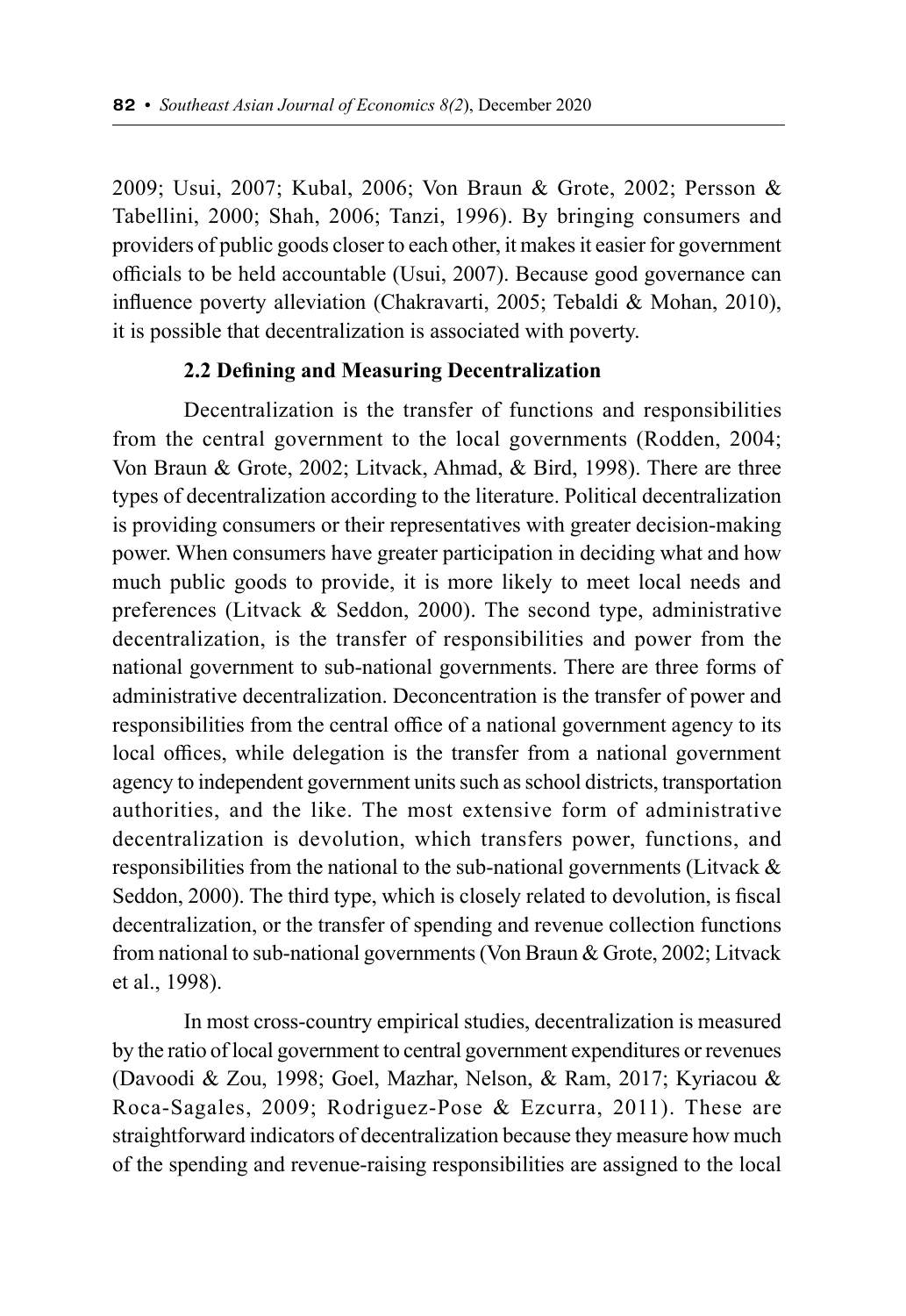2009; Usui, 2007; Kubal, 2006; Von Braun & Grote, 2002; Persson & Tabellini, 2000; Shah, 2006; Tanzi, 1996). By bringing consumers and providers of public goods closer to each other, it makes it easier for government officials to be held accountable (Usui, 2007). Because good governance can influence poverty alleviation (Chakravarti, 2005; Tebaldi & Mohan, 2010), it is possible that decentralization is associated with poverty.

### 2.2 Defining and Measuring Decentralization

Decentralization is the transfer of functions and responsibilities from the central government to the local governments (Rodden, 2004; Von Braun & Grote, 2002; Litvack, Ahmad, & Bird, 1998). There are three types of decentralization according to the literature. Political decentralization is providing consumers or their representatives with greater decision-making power. When consumers have greater participation in deciding what and how much public goods to provide, it is more likely to meet local needs and preferences (Litvack & Seddon, 2000). The second type, administrative decentralization, is the transfer of responsibilities and power from the national government to sub-national governments. There are three forms of administrative decentralization. Deconcentration is the transfer of power and responsibilities from the central office of a national government agency to its local offices, while delegation is the transfer from a national government agency to independent government units such as school districts, transportation authorities, and the like. The most extensive form of administrative decentralization is devolution, which transfers power, functions, and responsibilities from the national to the sub-national governments (Litvack & Seddon, 2000). The third type, which is closely related to devolution, is fiscal decentralization, or the transfer of spending and revenue collection functions from national to sub-national governments (Von Braun & Grote, 2002; Litvack et al., 1998).

In most cross-country empirical studies, decentralization is measured by the ratio of local government to central government expenditures or revenues (Davoodi & Zou, 1998; Goel, Mazhar, Nelson, & Ram, 2017; Kyriacou & Roca-Sagales, 2009; Rodriguez-Pose & Ezcurra, 2011). These are straightforward indicators of decentralization because they measure how much of the spending and revenue-raising responsibilities are assigned to the local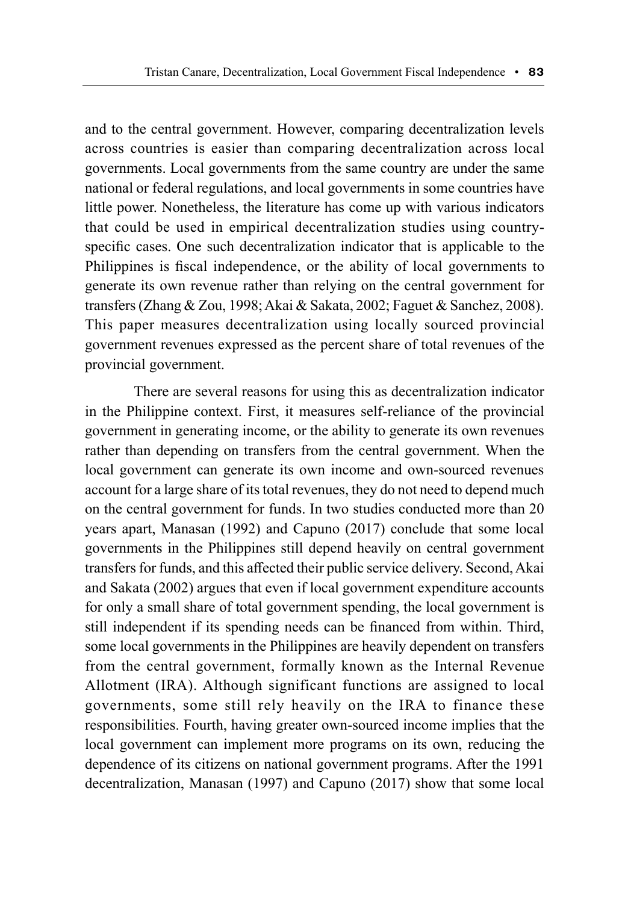and to the central government. However, comparing decentralization levels across countries is easier than comparing decentralization across local governments. Local governments from the same country are under the same national or federal regulations, and local governments in some countries have little power. Nonetheless, the literature has come up with various indicators that could be used in empirical decentralization studies using country-specific cases. One such decentralization indicator that is applicable to the Philippines is fiscal independence, or the ability of local governments to generate its own revenue rather than relying on the central government for transfers (Zhang & Zou, 1998; Akai & Sakata, 2002; Faguet & Sanchez, 2008). This paper measures decentralization using locally sourced provincial government revenues expressed as the percent share of total revenues of the provincial government.

There are several reasons for using this as decentralization indicator in the Philippine context. First, it measures self-reliance of the provincial government in generating income, or the ability to generate its own revenues rather than depending on transfers from the central government. When the local government can generate its own income and own-sourced revenues account for a large share of its total revenues, they do not need to depend much on the central government for funds. In two studies conducted more than 20 years apart, Manasan (1992) and Capuno (2017) conclude that some local governments in the Philippines still depend heavily on central government transfers for funds, and this affected their public service delivery. Second, Akai and Sakata (2002) argues that even if local government expenditure accounts for only a small share of total government spending, the local government is still independent if its spending needs can be financed from within. Third, some local governments in the Philippines are heavily dependent on transfers from the central government, formally known as the Internal Revenue Allotment (IRA). Although significant functions are assigned to local governments, some still rely heavily on the IRA to finance these responsibilities. Fourth, having greater own-sourced income implies that the local government can implement more programs on its own, reducing the dependence of its citizens on national government programs. After the 1991 decentralization, Manasan (1997) and Capuno (2017) show that some local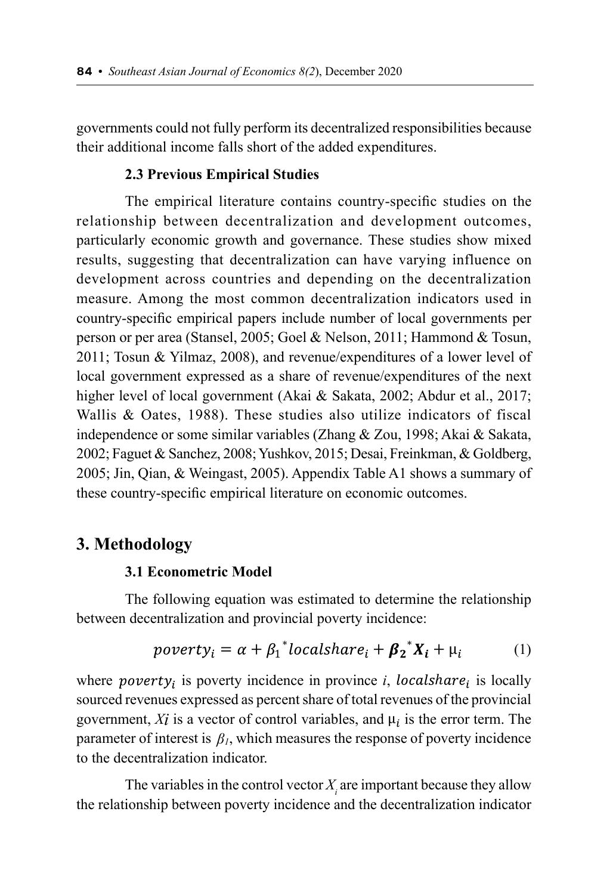governments could not fully perform its decentralized responsibilities because their additional income falls short of the added expenditures.

### 2.3 Previous Empirical Studies

The empirical literature contains country-specific studies on the relationship between decentralization and development outcomes, particularly economic growth and governance. These studies show mixed results, suggesting that decentralization can have varying influence on development across countries and depending on the decentralization measure. Among the most common decentralization indicators used in country-specific empirical papers include number of local governments per person or per area (Stansel, 2005; Goel & Nelson, 2011; Hammond & Tosun, 2011; Tosun & Yilmaz, 2008), and revenue/expenditures of a lower level of local government expressed as a share of revenue/expenditures of the next higher level of local government (Akai & Sakata, 2002; Abdur et al., 2017; Wallis & Oates, 1988). These studies also utilize indicators of fiscal independence or some similar variables (Zhang & Zou, 1998; Akai & Sakata, 2002; Faguet & Sanchez, 2008; Yushkov, 2015; Desai, Freinkman, & Goldberg, 2005; Jin, Qian, & Weingast, 2005). Appendix Table A1 shows a summary of these country-specific empirical literature on economic outcomes.

## 3. Methodology

### 3.1 Econometric Model

The following equation was estimated to determine the relationship between decentralization and provincial poverty incidence:

$$poverty_i = \alpha + \beta_1{}^* localshare_i + \boldsymbol{\beta_2}{}^* \boldsymbol{X_i} + \mu_i \qquad (1)$$

where $poverty_i$ is poverty incidence in province $i$, $localshare_i$ is locally sourced revenues expressed as percent share of total revenues of the provincial government, $X_i$ is a vector of control variables, and $\mu_i$ is the error term. The parameter of interest is $\beta_1$, which measures the response of poverty incidence to the decentralization indicator.

The variables in the control vector $X_i$ are important because they allow the relationship between poverty incidence and the decentralization indicator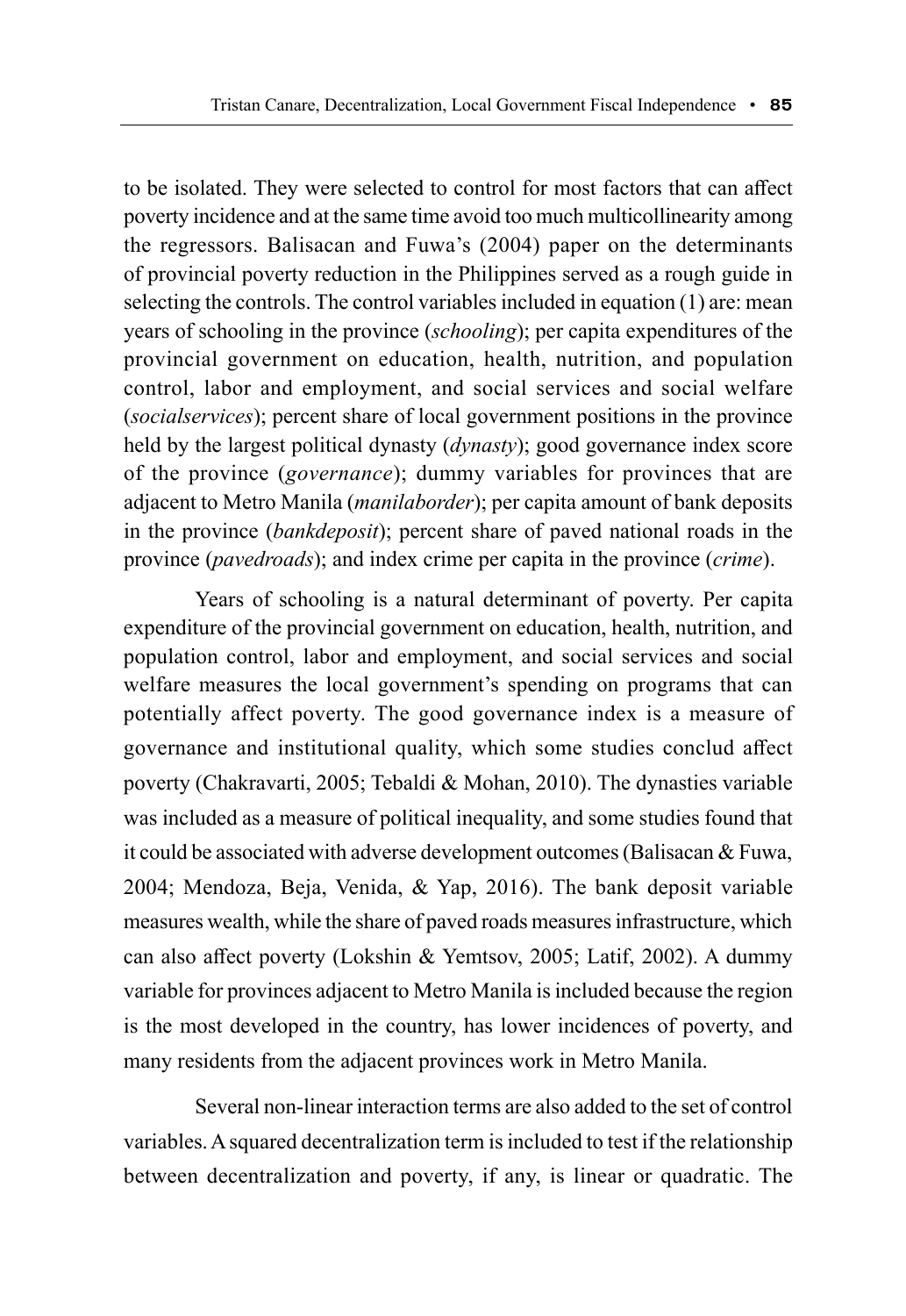to be isolated. They were selected to control for most factors that can affect poverty incidence and at the same time avoid too much multicollinearity among the regressors. Balisacan and Fuwa's (2004) paper on the determinants of provincial poverty reduction in the Philippines served as a rough guide in selecting the controls. The control variables included in equation (1) are: mean years of schooling in the province (*schooling*); per capita expenditures of the provincial government on education, health, nutrition, and population control, labor and employment, and social services and social welfare (*socialservices*); percent share of local government positions in the province held by the largest political dynasty (*dynasty*); good governance index score of the province (*governance*); dummy variables for provinces that are adjacent to Metro Manila (*manilaborder*); per capita amount of bank deposits in the province (*bankdeposit*); percent share of paved national roads in the province (*pavedroads*); and index crime per capita in the province (*crime*).

Years of schooling is a natural determinant of poverty. Per capita expenditure of the provincial government on education, health, nutrition, and population control, labor and employment, and social services and social welfare measures the local government's spending on programs that can potentially affect poverty. The good governance index is a measure of governance and institutional quality, which some studies conclud affect poverty (Chakravarti, 2005; Tebaldi & Mohan, 2010). The dynasties variable was included as a measure of political inequality, and some studies found that it could be associated with adverse development outcomes (Balisacan & Fuwa, 2004; Mendoza, Beja, Venida, & Yap, 2016). The bank deposit variable measures wealth, while the share of paved roads measures infrastructure, which can also affect poverty (Lokshin & Yemtsov, 2005; Latif, 2002). A dummy variable for provinces adjacent to Metro Manila is included because the region is the most developed in the country, has lower incidences of poverty, and many residents from the adjacent provinces work in Metro Manila.

Several non-linear interaction terms are also added to the set of control variables. A squared decentralization term is included to test if the relationship between decentralization and poverty, if any, is linear or quadratic. The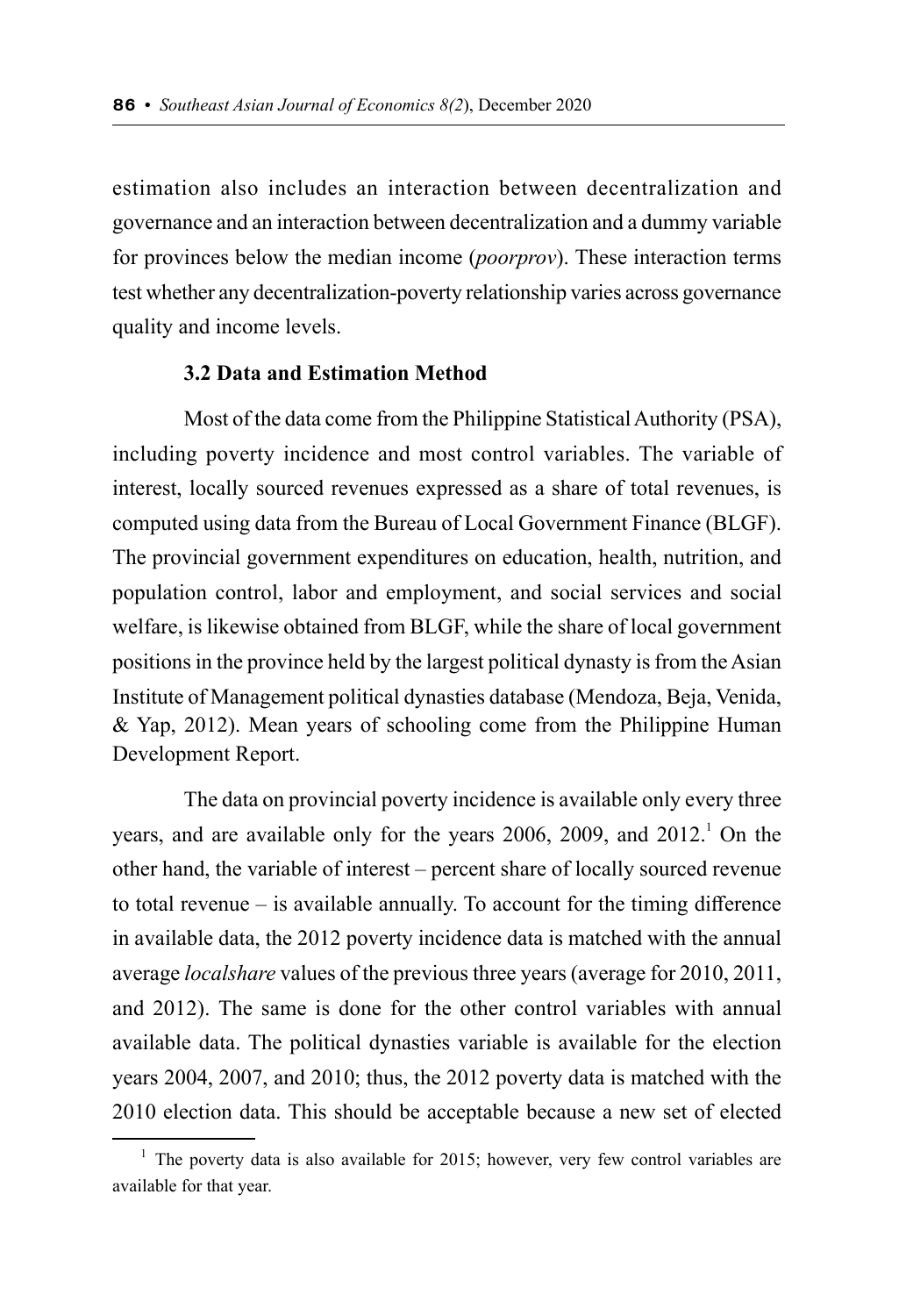estimation also includes an interaction between decentralization and governance and an interaction between decentralization and a dummy variable for provinces below the median income (*poorprov*). These interaction terms test whether any decentralization-poverty relationship varies across governance quality and income levels.

### 3.2 Data and Estimation Method

Most of the data come from the Philippine Statistical Authority (PSA), including poverty incidence and most control variables. The variable of interest, locally sourced revenues expressed as a share of total revenues, is computed using data from the Bureau of Local Government Finance (BLGF). The provincial government expenditures on education, health, nutrition, and population control, labor and employment, and social services and social welfare, is likewise obtained from BLGF, while the share of local government positions in the province held by the largest political dynasty is from the Asian Institute of Management political dynasties database (Mendoza, Beja, Venida, & Yap, 2012). Mean years of schooling come from the Philippine Human Development Report.

The data on provincial poverty incidence is available only every three years, and are available only for the years 2006, 2009, and 2012.[1] On the other hand, the variable of interest – percent share of locally sourced revenue to total revenue – is available annually. To account for the timing difference in available data, the 2012 poverty incidence data is matched with the annual average *localshare* values of the previous three years (average for 2010, 2011, and 2012). The same is done for the other control variables with annual available data. The political dynasties variable is available for the election years 2004, 2007, and 2010; thus, the 2012 poverty data is matched with the 2010 election data. This should be acceptable because a new set of elected

[1] The poverty data is also available for 2015; however, very few control variables are available for that year.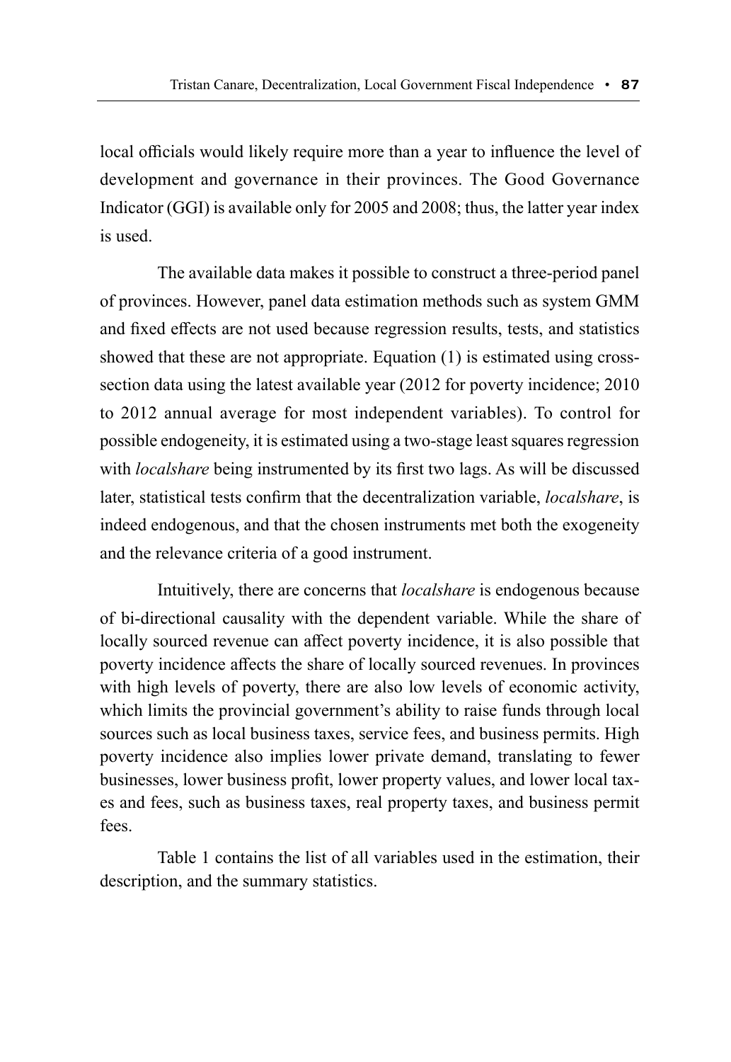local officials would likely require more than a year to influence the level of development and governance in their provinces. The Good Governance Indicator (GGI) is available only for 2005 and 2008; thus, the latter year index is used.

The available data makes it possible to construct a three-period panel of provinces. However, panel data estimation methods such as system GMM and fixed effects are not used because regression results, tests, and statistics showed that these are not appropriate. Equation (1) is estimated using cross-section data using the latest available year (2012 for poverty incidence; 2010 to 2012 annual average for most independent variables). To control for possible endogeneity, it is estimated using a two-stage least squares regression with *localshare* being instrumented by its first two lags. As will be discussed later, statistical tests confirm that the decentralization variable, *localshare*, is indeed endogenous, and that the chosen instruments met both the exogeneity and the relevance criteria of a good instrument.

Intuitively, there are concerns that *localshare* is endogenous because of bi-directional causality with the dependent variable. While the share of locally sourced revenue can affect poverty incidence, it is also possible that poverty incidence affects the share of locally sourced revenues. In provinces with high levels of poverty, there are also low levels of economic activity, which limits the provincial government's ability to raise funds through local sources such as local business taxes, service fees, and business permits. High poverty incidence also implies lower private demand, translating to fewer businesses, lower business profit, lower property values, and lower local taxes and fees, such as business taxes, real property taxes, and business permit fees.

Table 1 contains the list of all variables used in the estimation, their description, and the summary statistics.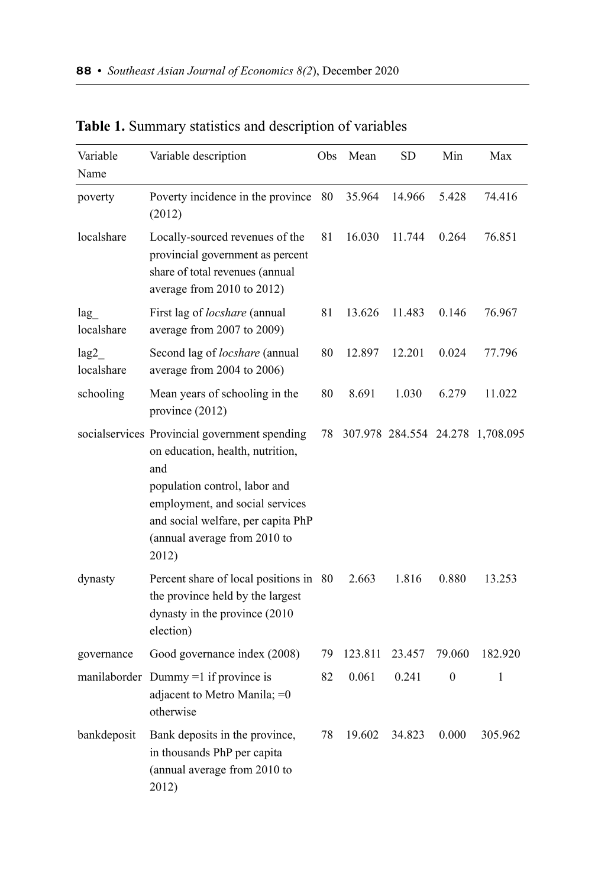**Table 1.** Summary statistics and description of variables

| Variable Name | Variable description | Obs | Mean | SD | Min | Max |
|---|---|---|---|---|---|---|
| poverty | Poverty incidence in the province (2012) | 80 | 35.964 | 14.966 | 5.428 | 74.416 |
| localshare | Locally-sourced revenues of the provincial government as percent share of total revenues (annual average from 2010 to 2012) | 81 | 16.030 | 11.744 | 0.264 | 76.851 |
| lag_ localshare | First lag of *locshare* (annual average from 2007 to 2009) | 81 | 13.626 | 11.483 | 0.146 | 76.967 |
| lag2_ localshare | Second lag of *locshare* (annual average from 2004 to 2006) | 80 | 12.897 | 12.201 | 0.024 | 77.796 |
| schooling | Mean years of schooling in the province (2012) | 80 | 8.691 | 1.030 | 6.279 | 11.022 |
| socialservices | Provincial government spending on education, health, nutrition, and population control, labor and employment, and social services and social welfare, per capita PhP (annual average from 2010 to 2012) | 78 | 307.978 | 284.554 | 24.278 | 1,708.095 |
| dynasty | Percent share of local positions in the province held by the largest dynasty in the province (2010 election) | 80 | 2.663 | 1.816 | 0.880 | 13.253 |
| governance | Good governance index (2008) | 79 | 123.811 | 23.457 | 79.060 | 182.920 |
| manilaborder | Dummy =1 if province is adjacent to Metro Manila; =0 otherwise | 82 | 0.061 | 0.241 | 0 | 1 |
| bankdeposit | Bank deposits in the province, in thousands PhP per capita (annual average from 2010 to 2012) | 78 | 19.602 | 34.823 | 0.000 | 305.962 |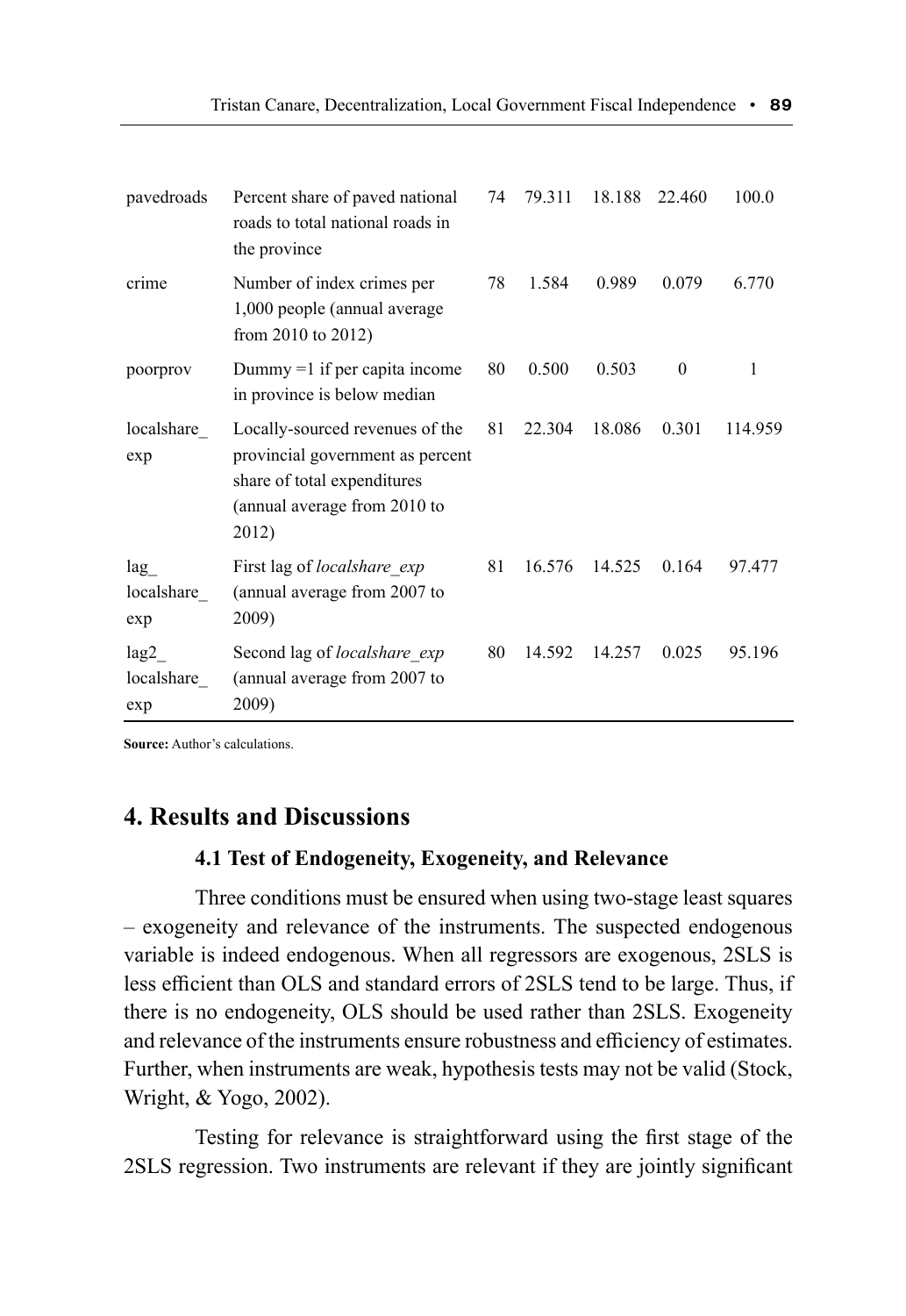| pavedroads | Percent share of paved national roads to total national roads in the province | 74 | 79.311 | 18.188 | 22.460 | 100.0 |
|---|---|---|---|---|---|---|
| crime | Number of index crimes per 1,000 people (annual average from 2010 to 2012) | 78 | 1.584 | 0.989 | 0.079 | 6.770 |
| poorprov | Dummy =1 if per capita income in province is below median | 80 | 0.500 | 0.503 | 0 | 1 |
| localshare_exp | Locally-sourced revenues of the provincial government as percent share of total expenditures (annual average from 2010 to 2012) | 81 | 22.304 | 18.086 | 0.301 | 114.959 |
| lag_localshare_exp | First lag of *localshare_exp* (annual average from 2007 to 2009) | 81 | 16.576 | 14.525 | 0.164 | 97.477 |
| lag2_localshare_exp | Second lag of *localshare_exp* (annual average from 2007 to 2009) | 80 | 14.592 | 14.257 | 0.025 | 95.196 |

**Source:** Author's calculations.

# 4. Results and Discussions

## 4.1 Test of Endogeneity, Exogeneity, and Relevance

Three conditions must be ensured when using two-stage least squares – exogeneity and relevance of the instruments. The suspected endogenous variable is indeed endogenous. When all regressors are exogenous, 2SLS is less efficient than OLS and standard errors of 2SLS tend to be large. Thus, if there is no endogeneity, OLS should be used rather than 2SLS. Exogeneity and relevance of the instruments ensure robustness and efficiency of estimates. Further, when instruments are weak, hypothesis tests may not be valid (Stock, Wright, & Yogo, 2002).

Testing for relevance is straightforward using the first stage of the 2SLS regression. Two instruments are relevant if they are jointly significant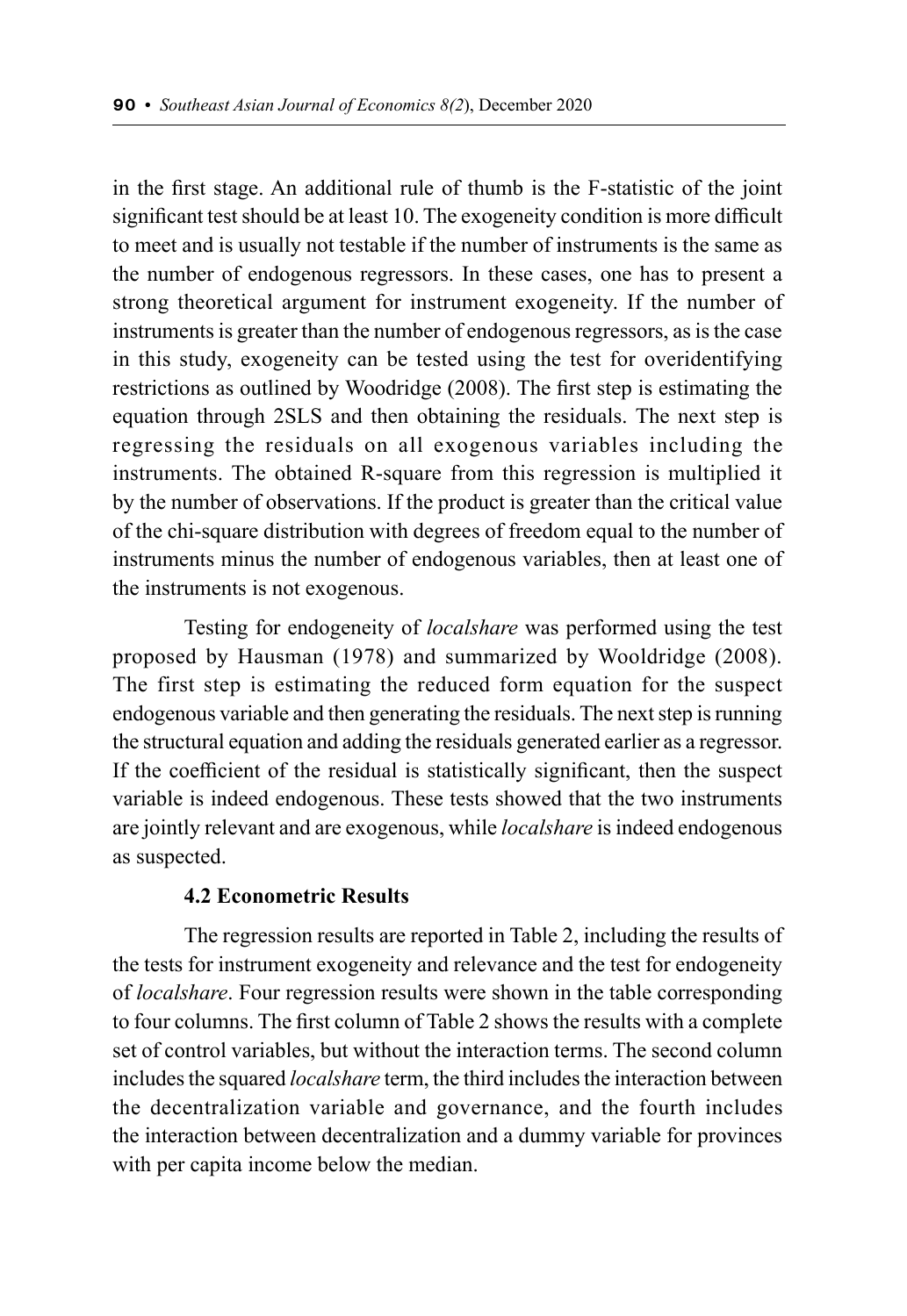in the first stage. An additional rule of thumb is the F-statistic of the joint significant test should be at least 10. The exogeneity condition is more difficult to meet and is usually not testable if the number of instruments is the same as the number of endogenous regressors. In these cases, one has to present a strong theoretical argument for instrument exogeneity. If the number of instruments is greater than the number of endogenous regressors, as is the case in this study, exogeneity can be tested using the test for overidentifying restrictions as outlined by Woodridge (2008). The first step is estimating the equation through 2SLS and then obtaining the residuals. The next step is regressing the residuals on all exogenous variables including the instruments. The obtained R-square from this regression is multiplied it by the number of observations. If the product is greater than the critical value of the chi-square distribution with degrees of freedom equal to the number of instruments minus the number of endogenous variables, then at least one of the instruments is not exogenous.

Testing for endogeneity of *localshare* was performed using the test proposed by Hausman (1978) and summarized by Wooldridge (2008). The first step is estimating the reduced form equation for the suspect endogenous variable and then generating the residuals. The next step is running the structural equation and adding the residuals generated earlier as a regressor. If the coefficient of the residual is statistically significant, then the suspect variable is indeed endogenous. These tests showed that the two instruments are jointly relevant and are exogenous, while *localshare* is indeed endogenous as suspected.

### 4.2 Econometric Results

The regression results are reported in Table 2, including the results of the tests for instrument exogeneity and relevance and the test for endogeneity of *localshare*. Four regression results were shown in the table corresponding to four columns. The first column of Table 2 shows the results with a complete set of control variables, but without the interaction terms. The second column includes the squared *localshare* term, the third includes the interaction between the decentralization variable and governance, and the fourth includes the interaction between decentralization and a dummy variable for provinces with per capita income below the median.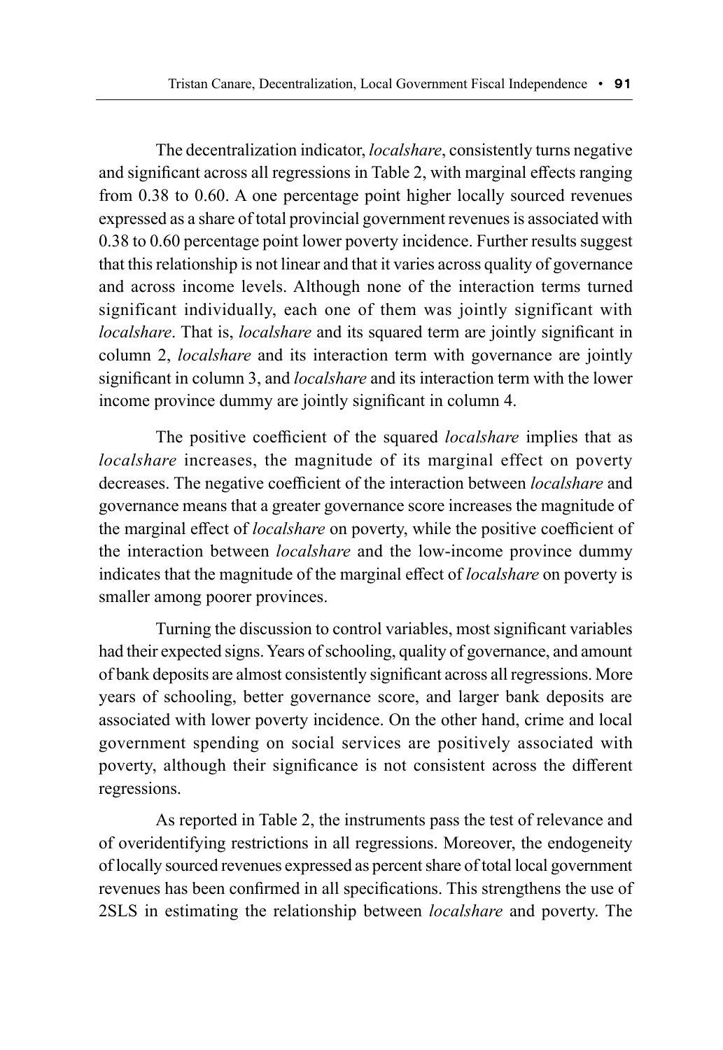The decentralization indicator, *localshare*, consistently turns negative and significant across all regressions in Table 2, with marginal effects ranging from 0.38 to 0.60. A one percentage point higher locally sourced revenues expressed as a share of total provincial government revenues is associated with 0.38 to 0.60 percentage point lower poverty incidence. Further results suggest that this relationship is not linear and that it varies across quality of governance and across income levels. Although none of the interaction terms turned significant individually, each one of them was jointly significant with *localshare*. That is, *localshare* and its squared term are jointly significant in column 2, *localshare* and its interaction term with governance are jointly significant in column 3, and *localshare* and its interaction term with the lower income province dummy are jointly significant in column 4.

The positive coefficient of the squared *localshare* implies that as *localshare* increases, the magnitude of its marginal effect on poverty decreases. The negative coefficient of the interaction between *localshare* and governance means that a greater governance score increases the magnitude of the marginal effect of *localshare* on poverty, while the positive coefficient of the interaction between *localshare* and the low-income province dummy indicates that the magnitude of the marginal effect of *localshare* on poverty is smaller among poorer provinces.

Turning the discussion to control variables, most significant variables had their expected signs. Years of schooling, quality of governance, and amount of bank deposits are almost consistently significant across all regressions. More years of schooling, better governance score, and larger bank deposits are associated with lower poverty incidence. On the other hand, crime and local government spending on social services are positively associated with poverty, although their significance is not consistent across the different regressions.

As reported in Table 2, the instruments pass the test of relevance and of overidentifying restrictions in all regressions. Moreover, the endogeneity of locally sourced revenues expressed as percent share of total local government revenues has been confirmed in all specifications. This strengthens the use of 2SLS in estimating the relationship between *localshare* and poverty. The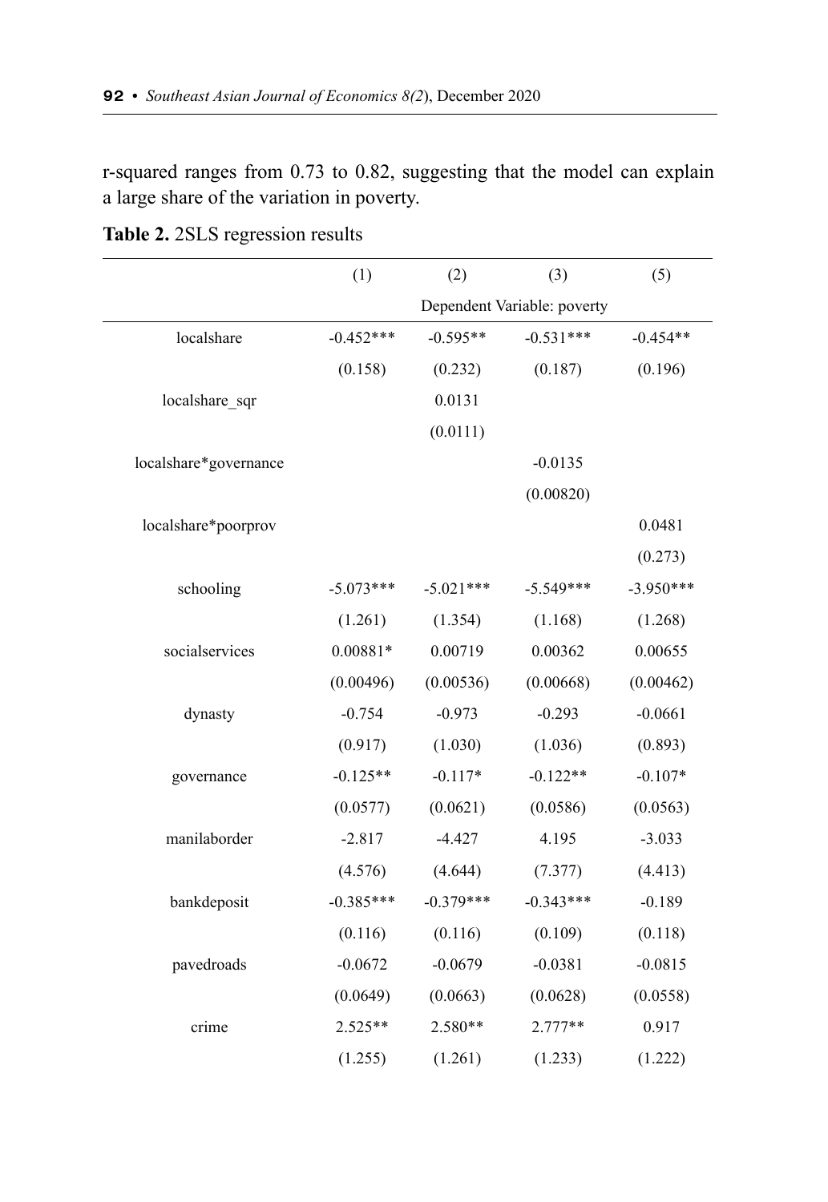r-squared ranges from 0.73 to 0.82, suggesting that the model can explain a large share of the variation in poverty.

**Table 2.** 2SLS regression results

| | (1) | (2) | (3) | (5) |
|---|---|---|---|---|
| | Dependent Variable: poverty | | | |
| localshare | -0.452*** | -0.595** | -0.531*** | -0.454** |
| | (0.158) | (0.232) | (0.187) | (0.196) |
| localshare_sqr | | 0.0131 | | |
| | | (0.0111) | | |
| localshare*governance | | | -0.0135 | |
| | | | (0.00820) | |
| localshare*poorprov | | | | 0.0481 |
| | | | | (0.273) |
| schooling | -5.073*** | -5.021*** | -5.549*** | -3.950*** |
| | (1.261) | (1.354) | (1.168) | (1.268) |
| socialservices | 0.00881* | 0.00719 | 0.00362 | 0.00655 |
| | (0.00496) | (0.00536) | (0.00668) | (0.00462) |
| dynasty | -0.754 | -0.973 | -0.293 | -0.0661 |
| | (0.917) | (1.030) | (1.036) | (0.893) |
| governance | -0.125** | -0.117* | -0.122** | -0.107* |
| | (0.0577) | (0.0621) | (0.0586) | (0.0563) |
| manilaborder | -2.817 | -4.427 | 4.195 | -3.033 |
| | (4.576) | (4.644) | (7.377) | (4.413) |
| bankdeposit | -0.385*** | -0.379*** | -0.343*** | -0.189 |
| | (0.116) | (0.116) | (0.109) | (0.118) |
| pavedroads | -0.0672 | -0.0679 | -0.0381 | -0.0815 |
| | (0.0649) | (0.0663) | (0.0628) | (0.0558) |
| crime | 2.525** | 2.580** | 2.777** | 0.917 |
| | (1.255) | (1.261) | (1.233) | (1.222) |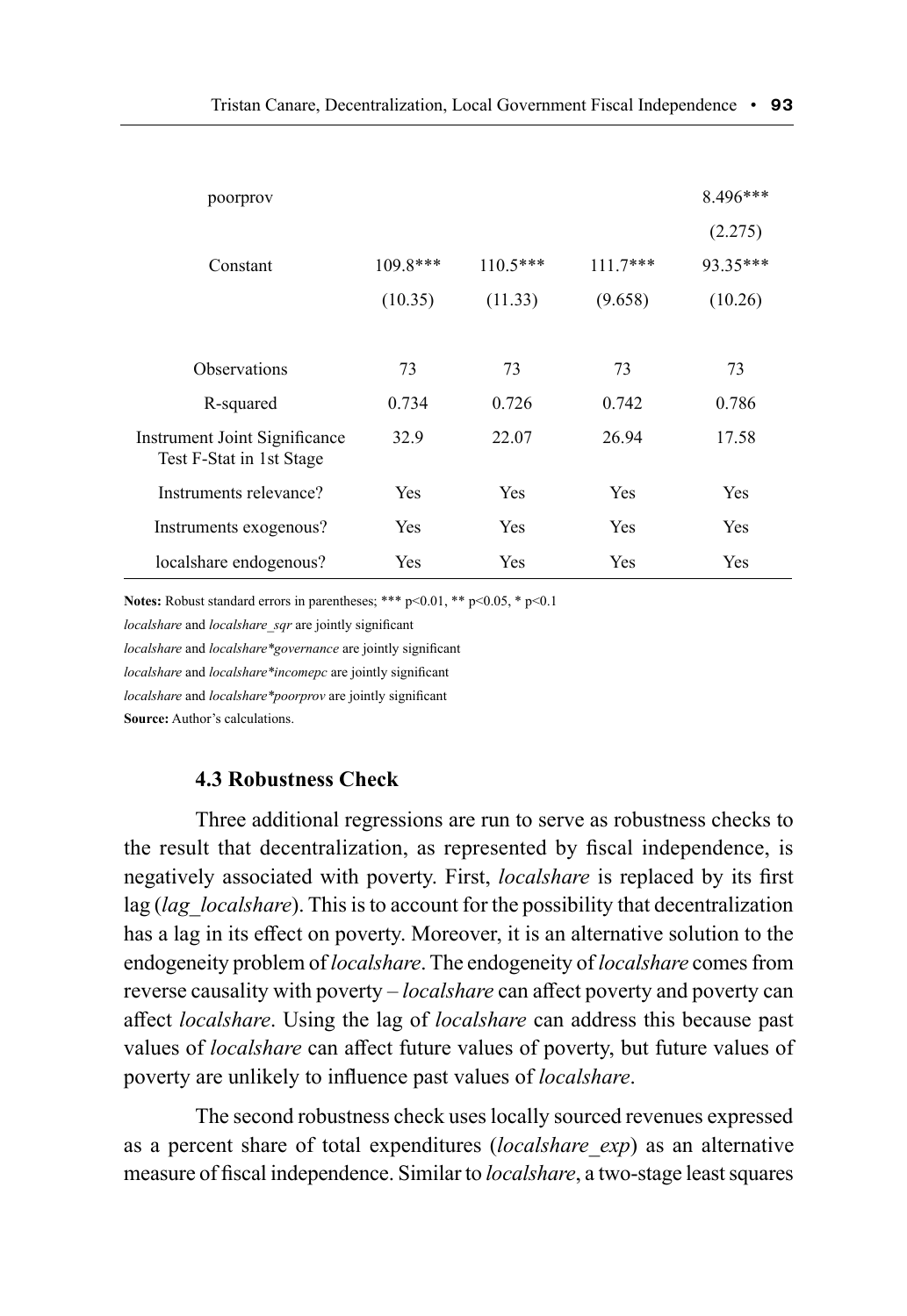| | | | | |
|---|---|---|---|---|
| poorprov | | | | 8.496*** |
| | | | | (2.275) |
| Constant | 109.8*** | 110.5*** | 111.7*** | 93.35*** |
| | (10.35) | (11.33) | (9.658) | (10.26) |
| | | | | |
| Observations | 73 | 73 | 73 | 73 |
| R-squared | 0.734 | 0.726 | 0.742 | 0.786 |
| Instrument Joint Significance Test F-Stat in 1st Stage | 32.9 | 22.07 | 26.94 | 17.58 |
| Instruments relevance? | Yes | Yes | Yes | Yes |
| Instruments exogenous? | Yes | Yes | Yes | Yes |
| localshare endogenous? | Yes | Yes | Yes | Yes |

**Notes:** Robust standard errors in parentheses; *** p<0.01, ** p<0.05, * p<0.1

*localshare* and *localshare_sqr* are jointly significant

*localshare* and *localshare*governance* are jointly significant

*localshare* and *localshare*incomepc* are jointly significant

*localshare* and *localshare*poorprov* are jointly significant

**Source:** Author's calculations.

### 4.3 Robustness Check

Three additional regressions are run to serve as robustness checks to the result that decentralization, as represented by fiscal independence, is negatively associated with poverty. First, *localshare* is replaced by its first lag (*lag_localshare*). This is to account for the possibility that decentralization has a lag in its effect on poverty. Moreover, it is an alternative solution to the endogeneity problem of *localshare*. The endogeneity of *localshare* comes from reverse causality with poverty – *localshare* can affect poverty and poverty can affect *localshare*. Using the lag of *localshare* can address this because past values of *localshare* can affect future values of poverty, but future values of poverty are unlikely to influence past values of *localshare*.

The second robustness check uses locally sourced revenues expressed as a percent share of total expenditures (*localshare_exp*) as an alternative measure of fiscal independence. Similar to *localshare*, a two-stage least squares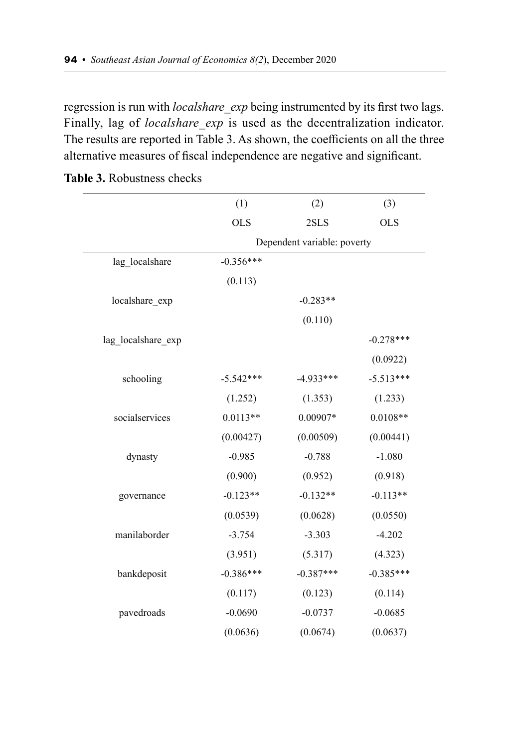regression is run with *localshare_exp* being instrumented by its first two lags. Finally, lag of *localshare_exp* is used as the decentralization indicator. The results are reported in Table 3. As shown, the coefficients on all the three alternative measures of fiscal independence are negative and significant.

**Table 3.** Robustness checks

| | (1) | (2) | (3) |
|---|---|---|---|
| | OLS | 2SLS | OLS |
| | Dependent variable: poverty | | |
| lag_localshare | -0.356*** | | |
| | (0.113) | | |
| localshare_exp | | -0.283** | |
| | | (0.110) | |
| lag_localshare_exp | | | -0.278*** |
| | | | (0.0922) |
| schooling | -5.542*** | -4.933*** | -5.513*** |
| | (1.252) | (1.353) | (1.233) |
| socialservices | 0.0113** | 0.00907* | 0.0108** |
| | (0.00427) | (0.00509) | (0.00441) |
| dynasty | -0.985 | -0.788 | -1.080 |
| | (0.900) | (0.952) | (0.918) |
| governance | -0.123** | -0.132** | -0.113** |
| | (0.0539) | (0.0628) | (0.0550) |
| manilaborder | -3.754 | -3.303 | -4.202 |
| | (3.951) | (5.317) | (4.323) |
| bankdeposit | -0.386*** | -0.387*** | -0.385*** |
| | (0.117) | (0.123) | (0.114) |
| pavedroads | -0.0690 | -0.0737 | -0.0685 |
| | (0.0636) | (0.0674) | (0.0637) |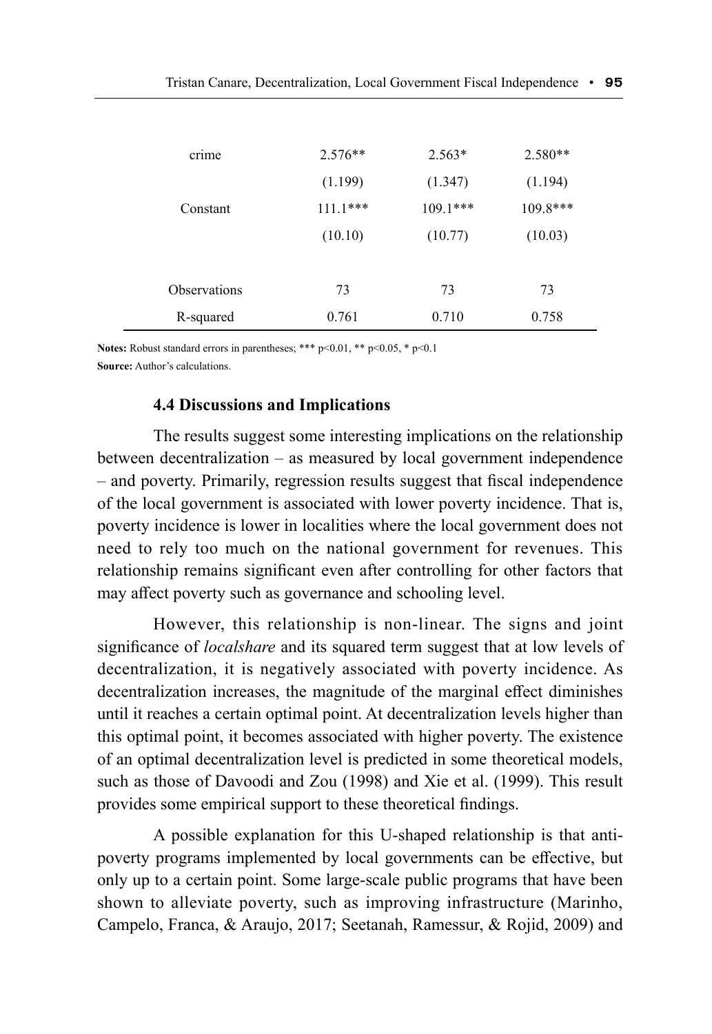| | | | |
|---|---|---|---|
| crime | 2.576** | 2.563* | 2.580** |
| | (1.199) | (1.347) | (1.194) |
| Constant | 111.1*** | 109.1*** | 109.8*** |
| | (10.10) | (10.77) | (10.03) |
| | | | |
| Observations | 73 | 73 | 73 |
| R-squared | 0.761 | 0.710 | 0.758 |

**Notes:** Robust standard errors in parentheses; *** p<0.01, ** p<0.05, * p<0.1

**Source:** Author's calculations.

### 4.4 Discussions and Implications

The results suggest some interesting implications on the relationship between decentralization – as measured by local government independence – and poverty. Primarily, regression results suggest that fiscal independence of the local government is associated with lower poverty incidence. That is, poverty incidence is lower in localities where the local government does not need to rely too much on the national government for revenues. This relationship remains significant even after controlling for other factors that may affect poverty such as governance and schooling level.

However, this relationship is non-linear. The signs and joint significance of *localshare* and its squared term suggest that at low levels of decentralization, it is negatively associated with poverty incidence. As decentralization increases, the magnitude of the marginal effect diminishes until it reaches a certain optimal point. At decentralization levels higher than this optimal point, it becomes associated with higher poverty. The existence of an optimal decentralization level is predicted in some theoretical models, such as those of Davoodi and Zou (1998) and Xie et al. (1999). This result provides some empirical support to these theoretical findings.

A possible explanation for this U-shaped relationship is that anti-poverty programs implemented by local governments can be effective, but only up to a certain point. Some large-scale public programs that have been shown to alleviate poverty, such as improving infrastructure (Marinho, Campelo, Franca, & Araujo, 2017; Seetanah, Ramessur, & Rojid, 2009) and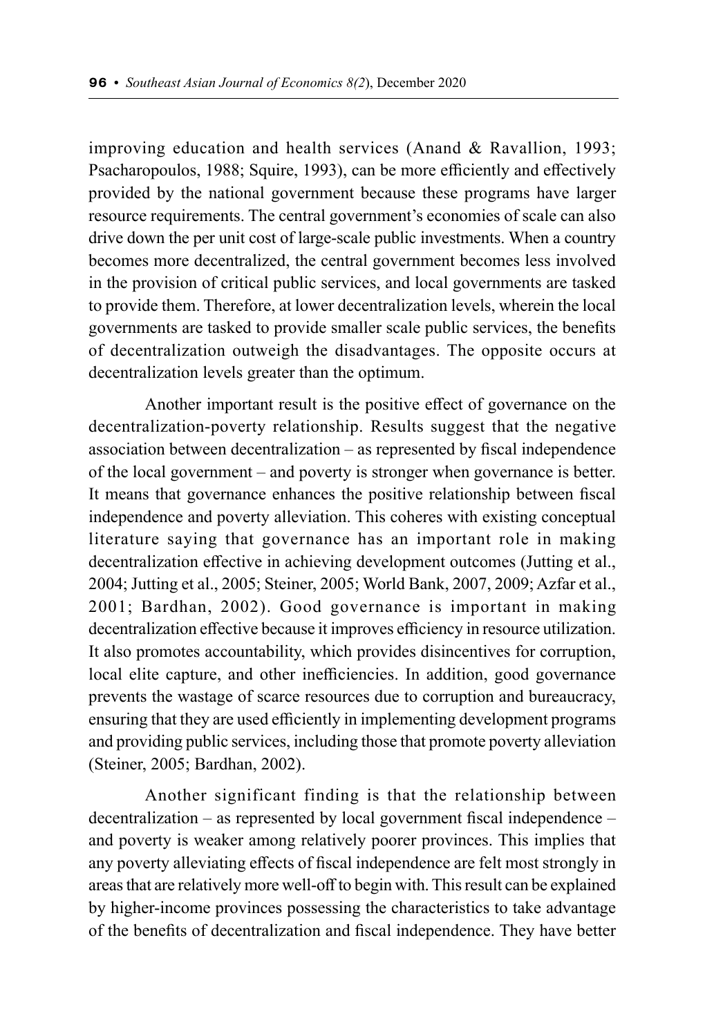improving education and health services (Anand & Ravallion, 1993; Psacharopoulos, 1988; Squire, 1993), can be more efficiently and effectively provided by the national government because these programs have larger resource requirements. The central government's economies of scale can also drive down the per unit cost of large-scale public investments. When a country becomes more decentralized, the central government becomes less involved in the provision of critical public services, and local governments are tasked to provide them. Therefore, at lower decentralization levels, wherein the local governments are tasked to provide smaller scale public services, the benefits of decentralization outweigh the disadvantages. The opposite occurs at decentralization levels greater than the optimum.

Another important result is the positive effect of governance on the decentralization-poverty relationship. Results suggest that the negative association between decentralization – as represented by fiscal independence of the local government – and poverty is stronger when governance is better. It means that governance enhances the positive relationship between fiscal independence and poverty alleviation. This coheres with existing conceptual literature saying that governance has an important role in making decentralization effective in achieving development outcomes (Jutting et al., 2004; Jutting et al., 2005; Steiner, 2005; World Bank, 2007, 2009; Azfar et al., 2001; Bardhan, 2002). Good governance is important in making decentralization effective because it improves efficiency in resource utilization. It also promotes accountability, which provides disincentives for corruption, local elite capture, and other inefficiencies. In addition, good governance prevents the wastage of scarce resources due to corruption and bureaucracy, ensuring that they are used efficiently in implementing development programs and providing public services, including those that promote poverty alleviation (Steiner, 2005; Bardhan, 2002).

Another significant finding is that the relationship between decentralization – as represented by local government fiscal independence – and poverty is weaker among relatively poorer provinces. This implies that any poverty alleviating effects of fiscal independence are felt most strongly in areas that are relatively more well-off to begin with. This result can be explained by higher-income provinces possessing the characteristics to take advantage of the benefits of decentralization and fiscal independence. They have better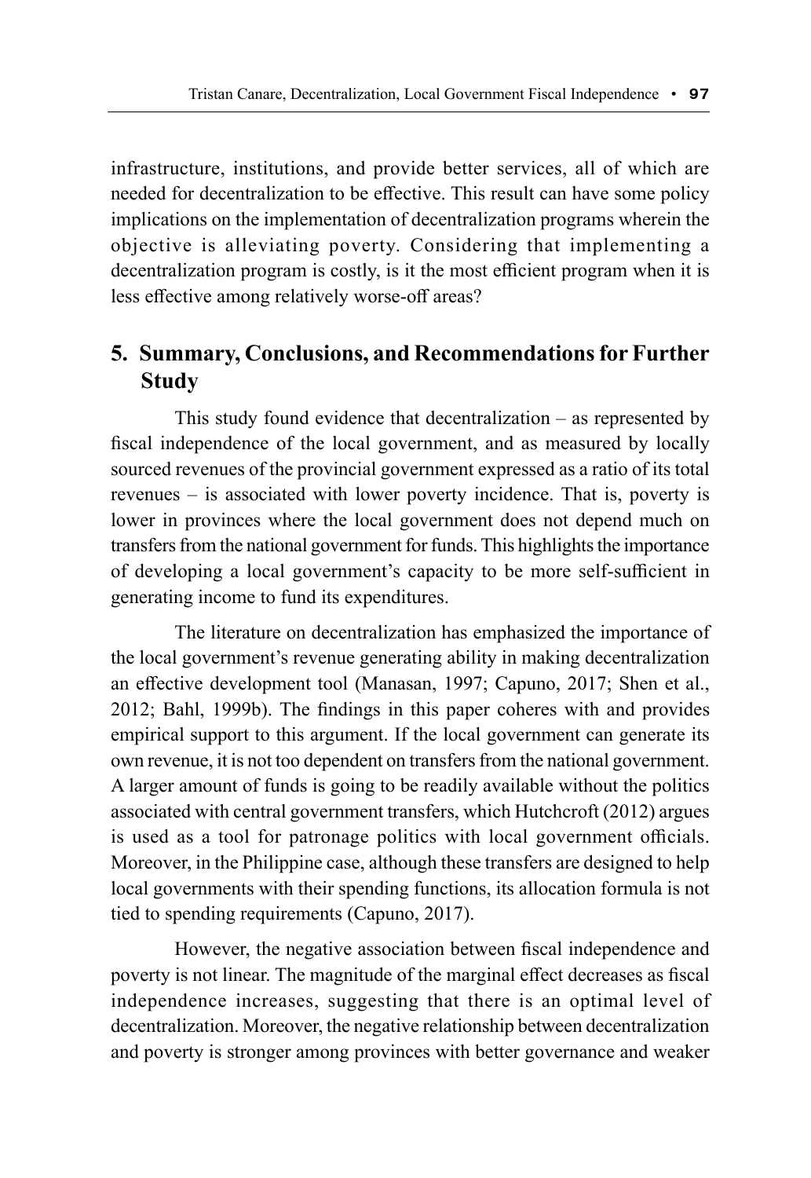infrastructure, institutions, and provide better services, all of which are needed for decentralization to be effective. This result can have some policy implications on the implementation of decentralization programs wherein the objective is alleviating poverty. Considering that implementing a decentralization program is costly, is it the most efficient program when it is less effective among relatively worse-off areas?

## 5. Summary, Conclusions, and Recommendations for Further Study

This study found evidence that decentralization – as represented by fiscal independence of the local government, and as measured by locally sourced revenues of the provincial government expressed as a ratio of its total revenues – is associated with lower poverty incidence. That is, poverty is lower in provinces where the local government does not depend much on transfers from the national government for funds. This highlights the importance of developing a local government's capacity to be more self-sufficient in generating income to fund its expenditures.

The literature on decentralization has emphasized the importance of the local government's revenue generating ability in making decentralization an effective development tool (Manasan, 1997; Capuno, 2017; Shen et al., 2012; Bahl, 1999b). The findings in this paper coheres with and provides empirical support to this argument. If the local government can generate its own revenue, it is not too dependent on transfers from the national government. A larger amount of funds is going to be readily available without the politics associated with central government transfers, which Hutchcroft (2012) argues is used as a tool for patronage politics with local government officials. Moreover, in the Philippine case, although these transfers are designed to help local governments with their spending functions, its allocation formula is not tied to spending requirements (Capuno, 2017).

However, the negative association between fiscal independence and poverty is not linear. The magnitude of the marginal effect decreases as fiscal independence increases, suggesting that there is an optimal level of decentralization. Moreover, the negative relationship between decentralization and poverty is stronger among provinces with better governance and weaker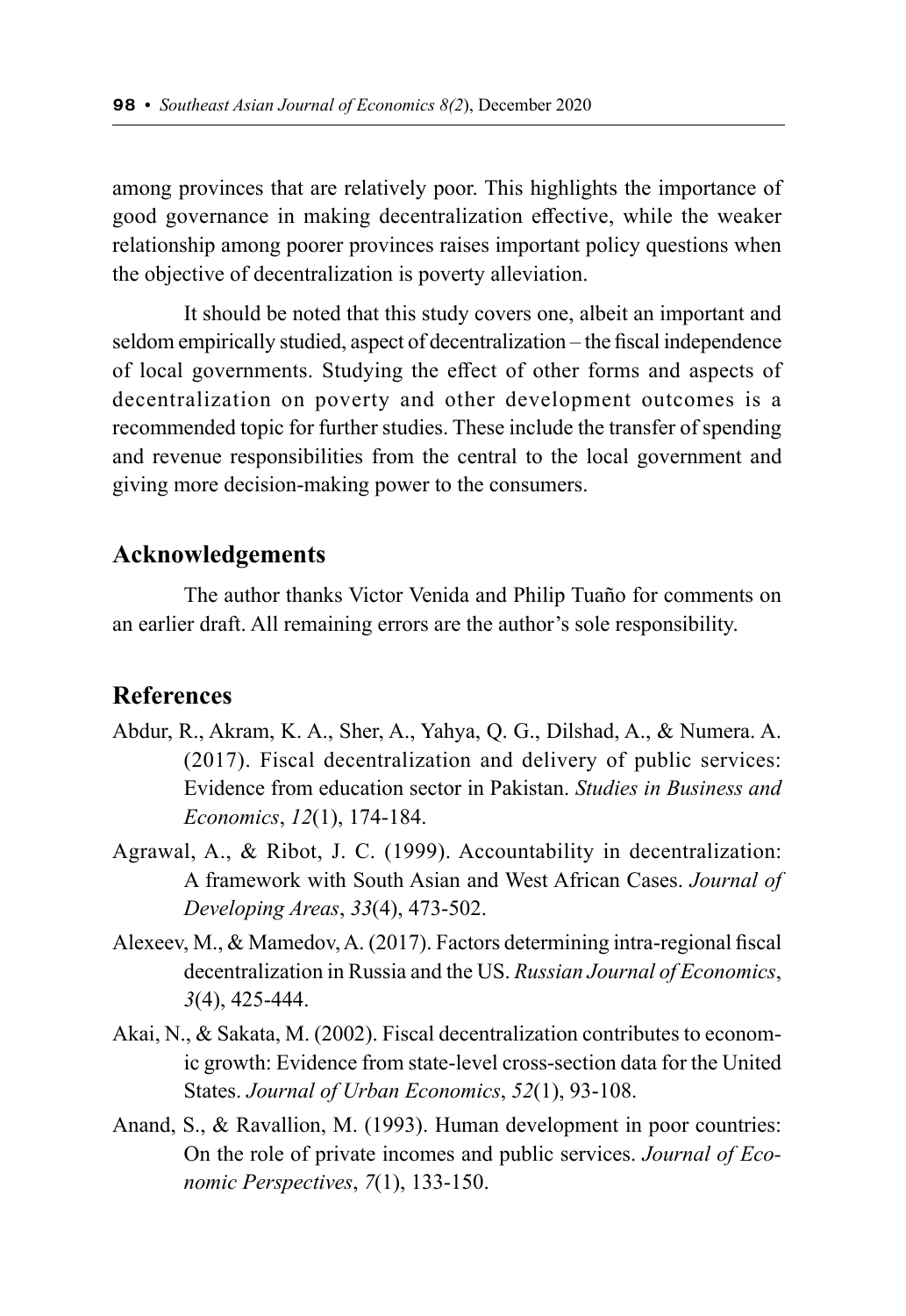among provinces that are relatively poor. This highlights the importance of good governance in making decentralization effective, while the weaker relationship among poorer provinces raises important policy questions when the objective of decentralization is poverty alleviation.

It should be noted that this study covers one, albeit an important and seldom empirically studied, aspect of decentralization – the fiscal independence of local governments. Studying the effect of other forms and aspects of decentralization on poverty and other development outcomes is a recommended topic for further studies. These include the transfer of spending and revenue responsibilities from the central to the local government and giving more decision-making power to the consumers.

## Acknowledgements

The author thanks Victor Venida and Philip Tuaño for comments on an earlier draft. All remaining errors are the author's sole responsibility.

## References

Abdur, R., Akram, K. A., Sher, A., Yahya, Q. G., Dilshad, A., & Numera. A. (2017). Fiscal decentralization and delivery of public services: Evidence from education sector in Pakistan. *Studies in Business and Economics*, *12*(1), 174-184.

Agrawal, A., & Ribot, J. C. (1999). Accountability in decentralization: A framework with South Asian and West African Cases. *Journal of Developing Areas*, *33*(4), 473-502.

Alexeev, M., & Mamedov, A. (2017). Factors determining intra-regional fiscal decentralization in Russia and the US. *Russian Journal of Economics*, *3*(4), 425-444.

Akai, N., & Sakata, M. (2002). Fiscal decentralization contributes to economic growth: Evidence from state-level cross-section data for the United States. *Journal of Urban Economics*, *52*(1), 93-108.

Anand, S., & Ravallion, M. (1993). Human development in poor countries: On the role of private incomes and public services. *Journal of Economic Perspectives*, *7*(1), 133-150.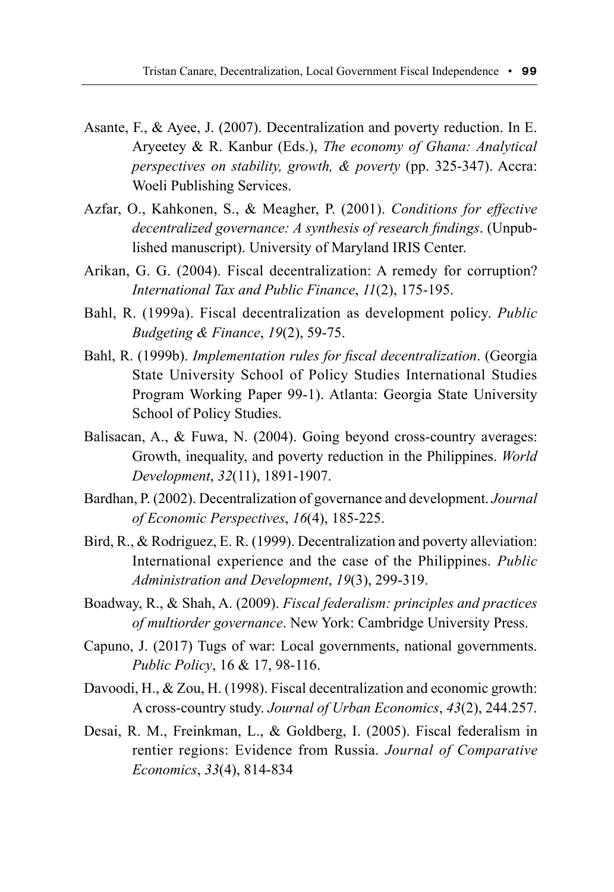Asante, F., & Ayee, J. (2007). Decentralization and poverty reduction. In E. Aryeetey & R. Kanbur (Eds.), *The economy of Ghana: Analytical perspectives on stability, growth, & poverty* (pp. 325-347). Accra: Woeli Publishing Services.

Azfar, O., Kahkonen, S., & Meagher, P. (2001). *Conditions for effective decentralized governance: A synthesis of research findings*. (Unpublished manuscript). University of Maryland IRIS Center.

Arikan, G. G. (2004). Fiscal decentralization: A remedy for corruption? *International Tax and Public Finance*, *11*(2), 175-195.

Bahl, R. (1999a). Fiscal decentralization as development policy. *Public Budgeting & Finance*, *19*(2), 59-75.

Bahl, R. (1999b). *Implementation rules for fiscal decentralization*. (Georgia State University School of Policy Studies International Studies Program Working Paper 99-1). Atlanta: Georgia State University School of Policy Studies.

Balisacan, A., & Fuwa, N. (2004). Going beyond cross-country averages: Growth, inequality, and poverty reduction in the Philippines. *World Development*, *32*(11), 1891-1907.

Bardhan, P. (2002). Decentralization of governance and development. *Journal of Economic Perspectives*, *16*(4), 185-225.

Bird, R., & Rodriguez, E. R. (1999). Decentralization and poverty alleviation: International experience and the case of the Philippines. *Public Administration and Development*, *19*(3), 299-319.

Boadway, R., & Shah, A. (2009). *Fiscal federalism: principles and practices of multiorder governance*. New York: Cambridge University Press.

Capuno, J. (2017) Tugs of war: Local governments, national governments. *Public Policy*, 16 & 17, 98-116.

Davoodi, H., & Zou, H. (1998). Fiscal decentralization and economic growth: A cross-country study. *Journal of Urban Economics*, *43*(2), 244.257.

Desai, R. M., Freinkman, L., & Goldberg, I. (2005). Fiscal federalism in rentier regions: Evidence from Russia. *Journal of Comparative Economics*, *33*(4), 814-834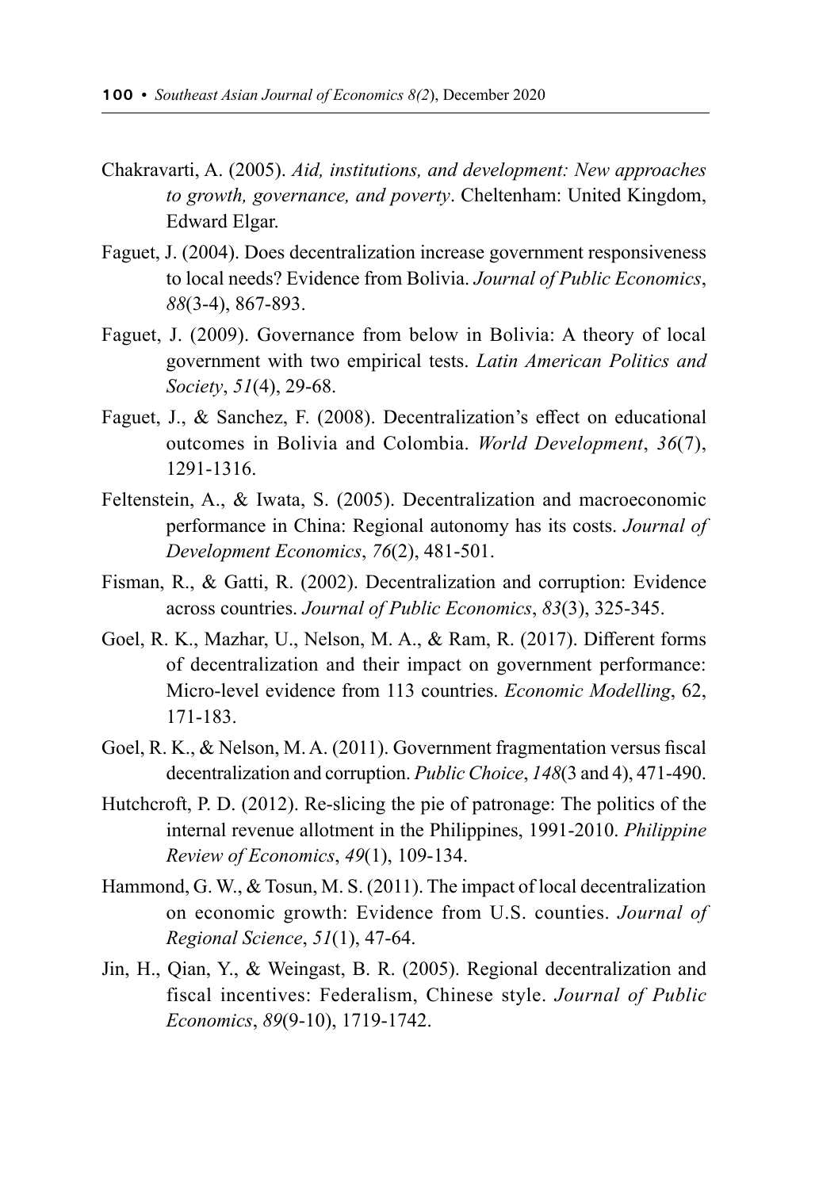Chakravarti, A. (2005). *Aid, institutions, and development: New approaches to growth, governance, and poverty*. Cheltenham: United Kingdom, Edward Elgar.

Faguet, J. (2004). Does decentralization increase government responsiveness to local needs? Evidence from Bolivia. *Journal of Public Economics*, *88*(3-4), 867-893.

Faguet, J. (2009). Governance from below in Bolivia: A theory of local government with two empirical tests. *Latin American Politics and Society*, *51*(4), 29-68.

Faguet, J., & Sanchez, F. (2008). Decentralization's effect on educational outcomes in Bolivia and Colombia. *World Development*, *36*(7), 1291-1316.

Feltenstein, A., & Iwata, S. (2005). Decentralization and macroeconomic performance in China: Regional autonomy has its costs. *Journal of Development Economics*, *76*(2), 481-501.

Fisman, R., & Gatti, R. (2002). Decentralization and corruption: Evidence across countries. *Journal of Public Economics*, *83*(3), 325-345.

Goel, R. K., Mazhar, U., Nelson, M. A., & Ram, R. (2017). Different forms of decentralization and their impact on government performance: Micro-level evidence from 113 countries. *Economic Modelling*, 62, 171-183.

Goel, R. K., & Nelson, M. A. (2011). Government fragmentation versus fiscal decentralization and corruption. *Public Choice*, *148*(3 and 4), 471-490.

Hutchcroft, P. D. (2012). Re-slicing the pie of patronage: The politics of the internal revenue allotment in the Philippines, 1991-2010. *Philippine Review of Economics*, *49*(1), 109-134.

Hammond, G. W., & Tosun, M. S. (2011). The impact of local decentralization on economic growth: Evidence from U.S. counties. *Journal of Regional Science*, *51*(1), 47-64.

Jin, H., Qian, Y., & Weingast, B. R. (2005). Regional decentralization and fiscal incentives: Federalism, Chinese style. *Journal of Public Economics*, *89*(9-10), 1719-1742.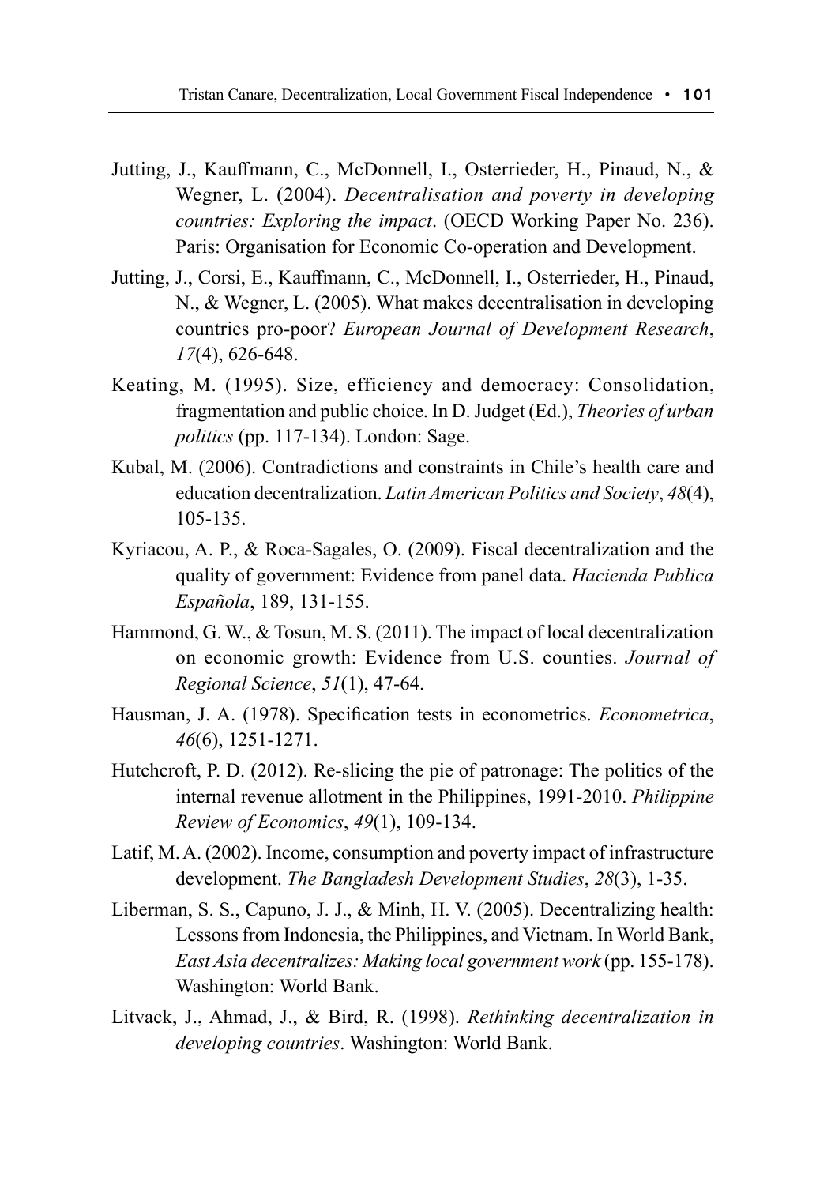Jutting, J., Kauffmann, C., McDonnell, I., Osterrieder, H., Pinaud, N., & Wegner, L. (2004). *Decentralisation and poverty in developing countries: Exploring the impact*. (OECD Working Paper No. 236). Paris: Organisation for Economic Co-operation and Development.

Jutting, J., Corsi, E., Kauffmann, C., McDonnell, I., Osterrieder, H., Pinaud, N., & Wegner, L. (2005). What makes decentralisation in developing countries pro-poor? *European Journal of Development Research*, *17*(4), 626-648.

Keating, M. (1995). Size, efficiency and democracy: Consolidation, fragmentation and public choice. In D. Judget (Ed.), *Theories of urban politics* (pp. 117-134). London: Sage.

Kubal, M. (2006). Contradictions and constraints in Chile's health care and education decentralization. *Latin American Politics and Society*, *48*(4), 105-135.

Kyriacou, A. P., & Roca-Sagales, O. (2009). Fiscal decentralization and the quality of government: Evidence from panel data. *Hacienda Publica Española*, 189, 131-155.

Hammond, G. W., & Tosun, M. S. (2011). The impact of local decentralization on economic growth: Evidence from U.S. counties. *Journal of Regional Science*, *51*(1), 47-64.

Hausman, J. A. (1978). Specification tests in econometrics. *Econometrica*, *46*(6), 1251-1271.

Hutchcroft, P. D. (2012). Re-slicing the pie of patronage: The politics of the internal revenue allotment in the Philippines, 1991-2010. *Philippine Review of Economics*, *49*(1), 109-134.

Latif, M. A. (2002). Income, consumption and poverty impact of infrastructure development. *The Bangladesh Development Studies*, *28*(3), 1-35.

Liberman, S. S., Capuno, J. J., & Minh, H. V. (2005). Decentralizing health: Lessons from Indonesia, the Philippines, and Vietnam. In World Bank, *East Asia decentralizes: Making local government work* (pp. 155-178). Washington: World Bank.

Litvack, J., Ahmad, J., & Bird, R. (1998). *Rethinking decentralization in developing countries*. Washington: World Bank.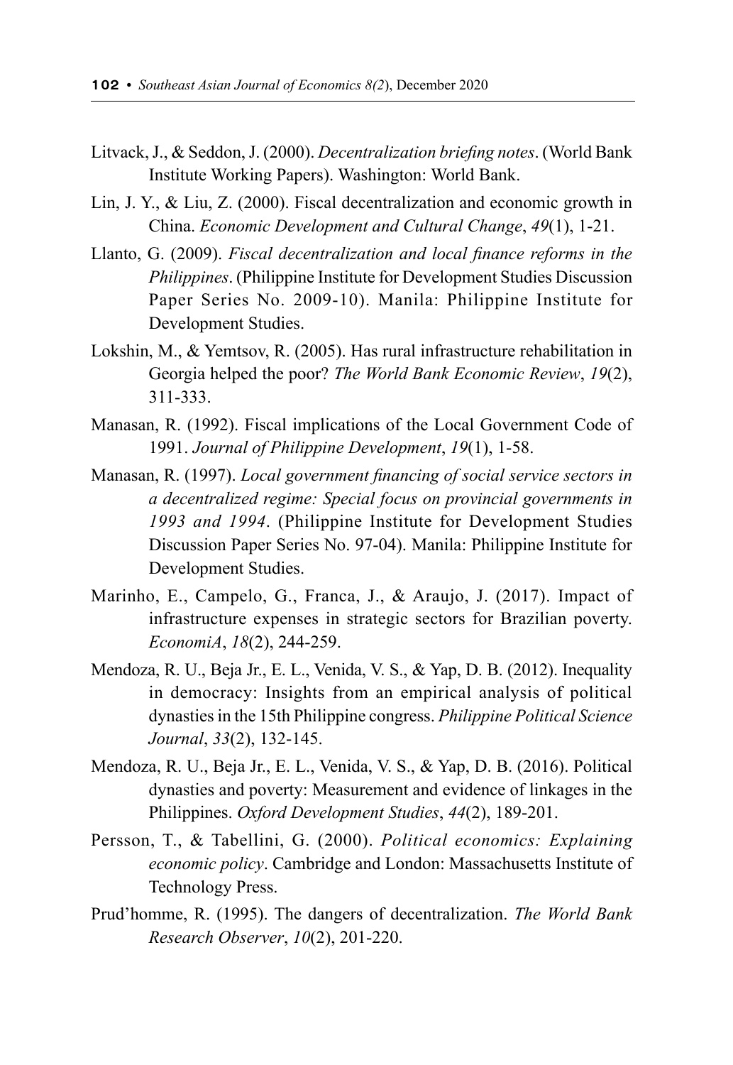Litvack, J., & Seddon, J. (2000). *Decentralization briefing notes*. (World Bank Institute Working Papers). Washington: World Bank.

Lin, J. Y., & Liu, Z. (2000). Fiscal decentralization and economic growth in China. *Economic Development and Cultural Change*, *49*(1), 1-21.

Llanto, G. (2009). *Fiscal decentralization and local finance reforms in the Philippines*. (Philippine Institute for Development Studies Discussion Paper Series No. 2009-10). Manila: Philippine Institute for Development Studies.

Lokshin, M., & Yemtsov, R. (2005). Has rural infrastructure rehabilitation in Georgia helped the poor? *The World Bank Economic Review*, *19*(2), 311-333.

Manasan, R. (1992). Fiscal implications of the Local Government Code of 1991. *Journal of Philippine Development*, *19*(1), 1-58.

Manasan, R. (1997). *Local government financing of social service sectors in a decentralized regime: Special focus on provincial governments in 1993 and 1994*. (Philippine Institute for Development Studies Discussion Paper Series No. 97-04). Manila: Philippine Institute for Development Studies.

Marinho, E., Campelo, G., Franca, J., & Araujo, J. (2017). Impact of infrastructure expenses in strategic sectors for Brazilian poverty. *EconomiA*, *18*(2), 244-259.

Mendoza, R. U., Beja Jr., E. L., Venida, V. S., & Yap, D. B. (2012). Inequality in democracy: Insights from an empirical analysis of political dynasties in the 15th Philippine congress. *Philippine Political Science Journal*, *33*(2), 132-145.

Mendoza, R. U., Beja Jr., E. L., Venida, V. S., & Yap, D. B. (2016). Political dynasties and poverty: Measurement and evidence of linkages in the Philippines. *Oxford Development Studies*, *44*(2), 189-201.

Persson, T., & Tabellini, G. (2000). *Political economics: Explaining economic policy*. Cambridge and London: Massachusetts Institute of Technology Press.

Prud'homme, R. (1995). The dangers of decentralization. *The World Bank Research Observer*, *10*(2), 201-220.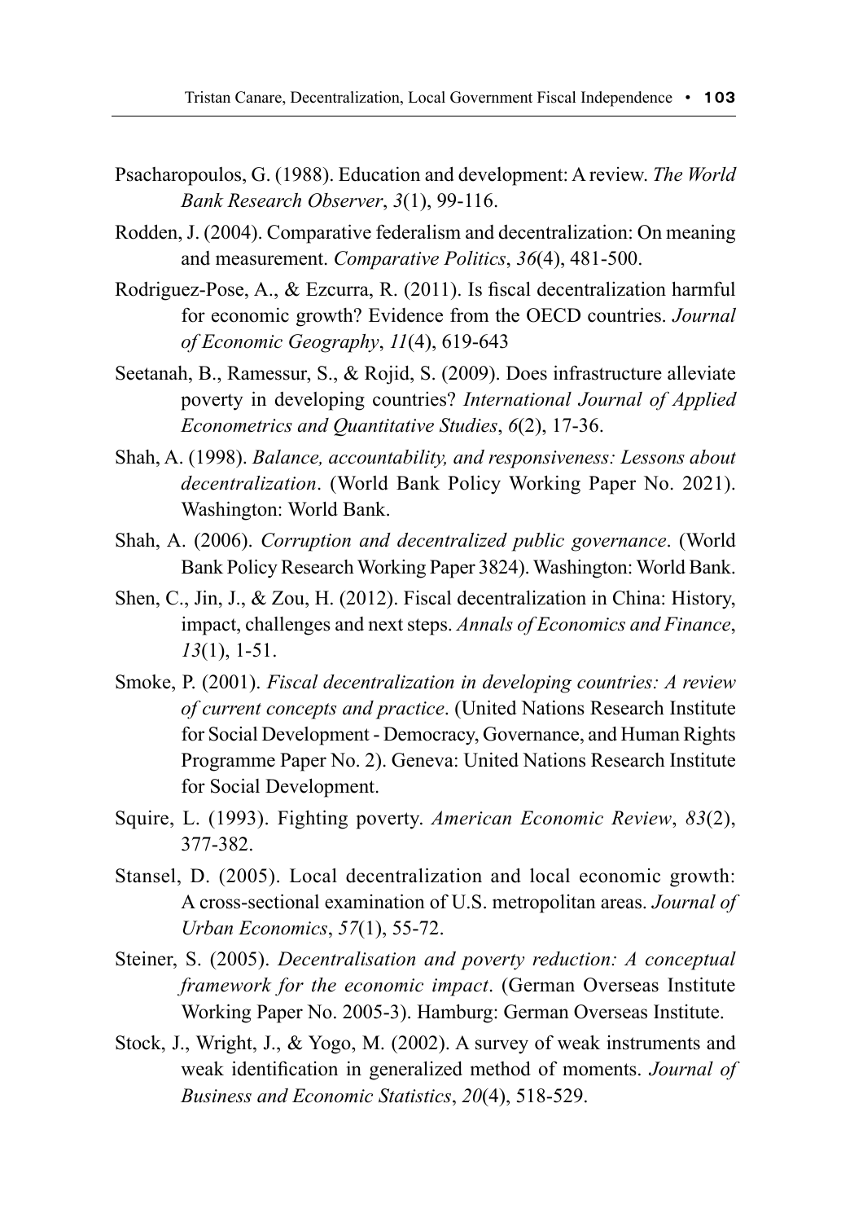Psacharopoulos, G. (1988). Education and development: A review. *The World Bank Research Observer*, *3*(1), 99-116.

Rodden, J. (2004). Comparative federalism and decentralization: On meaning and measurement. *Comparative Politics*, *36*(4), 481-500.

Rodriguez-Pose, A., & Ezcurra, R. (2011). Is fiscal decentralization harmful for economic growth? Evidence from the OECD countries. *Journal of Economic Geography*, *11*(4), 619-643

Seetanah, B., Ramessur, S., & Rojid, S. (2009). Does infrastructure alleviate poverty in developing countries? *International Journal of Applied Econometrics and Quantitative Studies*, *6*(2), 17-36.

Shah, A. (1998). *Balance, accountability, and responsiveness: Lessons about decentralization*. (World Bank Policy Working Paper No. 2021). Washington: World Bank.

Shah, A. (2006). *Corruption and decentralized public governance*. (World Bank Policy Research Working Paper 3824). Washington: World Bank.

Shen, C., Jin, J., & Zou, H. (2012). Fiscal decentralization in China: History, impact, challenges and next steps. *Annals of Economics and Finance*, *13*(1), 1-51.

Smoke, P. (2001). *Fiscal decentralization in developing countries: A review of current concepts and practice*. (United Nations Research Institute for Social Development - Democracy, Governance, and Human Rights Programme Paper No. 2). Geneva: United Nations Research Institute for Social Development.

Squire, L. (1993). Fighting poverty. *American Economic Review*, *83*(2), 377-382.

Stansel, D. (2005). Local decentralization and local economic growth: A cross-sectional examination of U.S. metropolitan areas. *Journal of Urban Economics*, *57*(1), 55-72.

Steiner, S. (2005). *Decentralisation and poverty reduction: A conceptual framework for the economic impact*. (German Overseas Institute Working Paper No. 2005-3). Hamburg: German Overseas Institute.

Stock, J., Wright, J., & Yogo, M. (2002). A survey of weak instruments and weak identification in generalized method of moments. *Journal of Business and Economic Statistics*, *20*(4), 518-529.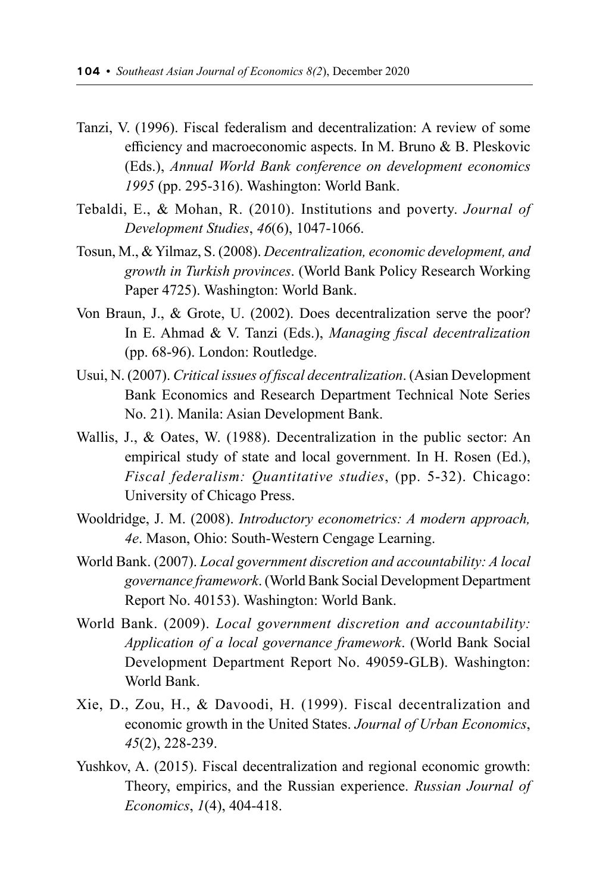Tanzi, V. (1996). Fiscal federalism and decentralization: A review of some efficiency and macroeconomic aspects. In M. Bruno & B. Pleskovic (Eds.), *Annual World Bank conference on development economics 1995* (pp. 295-316). Washington: World Bank.

Tebaldi, E., & Mohan, R. (2010). Institutions and poverty. *Journal of Development Studies*, *46*(6), 1047-1066.

Tosun, M., & Yilmaz, S. (2008). *Decentralization, economic development, and growth in Turkish provinces*. (World Bank Policy Research Working Paper 4725). Washington: World Bank.

Von Braun, J., & Grote, U. (2002). Does decentralization serve the poor? In E. Ahmad & V. Tanzi (Eds.), *Managing fiscal decentralization* (pp. 68-96). London: Routledge.

Usui, N. (2007). *Critical issues of fiscal decentralization*. (Asian Development Bank Economics and Research Department Technical Note Series No. 21). Manila: Asian Development Bank.

Wallis, J., & Oates, W. (1988). Decentralization in the public sector: An empirical study of state and local government. In H. Rosen (Ed.), *Fiscal federalism: Quantitative studies*, (pp. 5-32). Chicago: University of Chicago Press.

Wooldridge, J. M. (2008). *Introductory econometrics: A modern approach, 4e*. Mason, Ohio: South-Western Cengage Learning.

World Bank. (2007). *Local government discretion and accountability: A local governance framework*. (World Bank Social Development Department Report No. 40153). Washington: World Bank.

World Bank. (2009). *Local government discretion and accountability: Application of a local governance framework*. (World Bank Social Development Department Report No. 49059-GLB). Washington: World Bank.

Xie, D., Zou, H., & Davoodi, H. (1999). Fiscal decentralization and economic growth in the United States. *Journal of Urban Economics*, *45*(2), 228-239.

Yushkov, A. (2015). Fiscal decentralization and regional economic growth: Theory, empirics, and the Russian experience. *Russian Journal of Economics*, *1*(4), 404-418.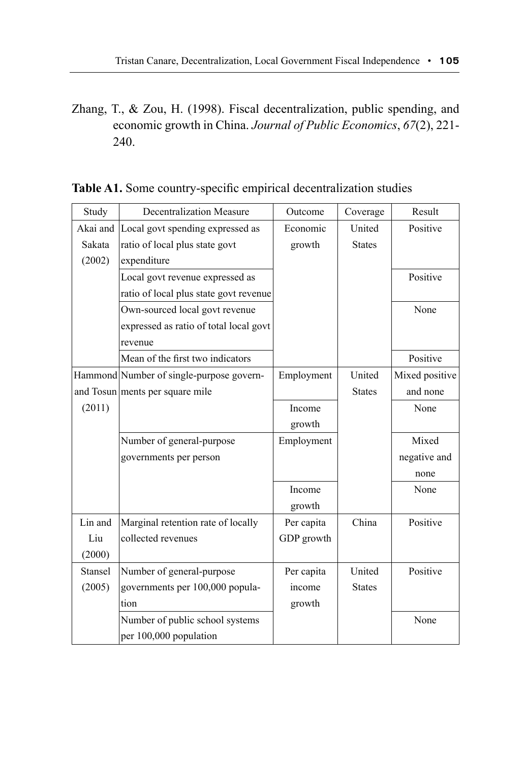Zhang, T., & Zou, H. (1998). Fiscal decentralization, public spending, and economic growth in China. *Journal of Public Economics*, *67*(2), 221-240.

**Table A1.** Some country-specific empirical decentralization studies

| Study | Decentralization Measure | Outcome | Coverage | Result |
|---|---|---|---|---|
| Akai and Sakata (2002) | Local govt spending expressed as ratio of local plus state govt expenditure | Economic growth | United States | Positive |
| | Local govt revenue expressed as ratio of local plus state govt revenue | | | Positive |
| | Own-sourced local govt revenue expressed as ratio of total local govt revenue | | | None |
| | Mean of the first two indicators | | | Positive |
| Hammond and Tosun (2011) | Number of single-purpose governments per square mile | Employment | United States | Mixed positive and none |
| | | Income growth | | None |
| | Number of general-purpose governments per person | Employment | | Mixed negative and none |
| | | Income growth | | None |
| Lin and Liu (2000) | Marginal retention rate of locally collected revenues | Per capita GDP growth | China | Positive |
| Stansel (2005) | Number of general-purpose governments per 100,000 population | Per capita income growth | United States | Positive |
| | Number of public school systems per 100,000 population | | | None |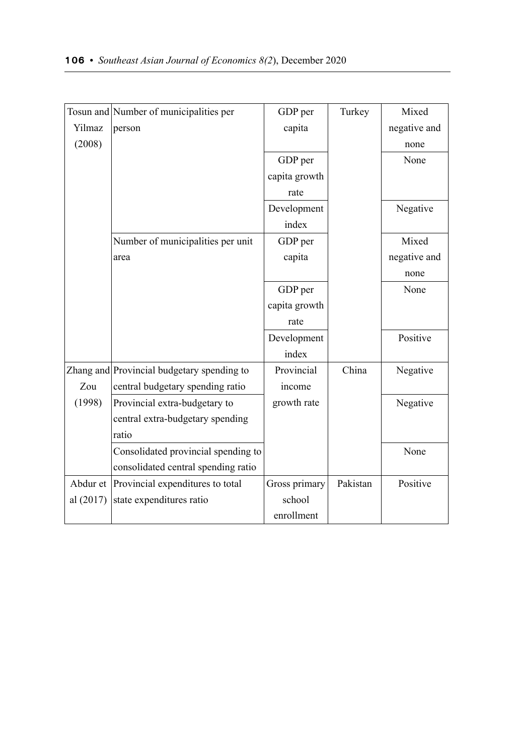| Tosun and Yilmaz (2008) | Number of municipalities per person | GDP per capita | Turkey | Mixed negative and none |
|---|---|---|---|---|
| | | GDP per capita growth rate | | None |
| | | Development index | | Negative |
| | Number of municipalities per unit area | GDP per capita | | Mixed negative and none |
| | | GDP per capita growth rate | | None |
| | | Development index | | Positive |
| Zhang and Zou (1998) | Provincial budgetary spending to central budgetary spending ratio | Provincial income growth rate | China | Negative |
| | Provincial extra-budgetary to central extra-budgetary spending ratio | | | Negative |
| | Consolidated provincial spending to consolidated central spending ratio | | | None |
| Abdur et al (2017) | Provincial expenditures to total state expenditures ratio | Gross primary school enrollment | Pakistan | Positive |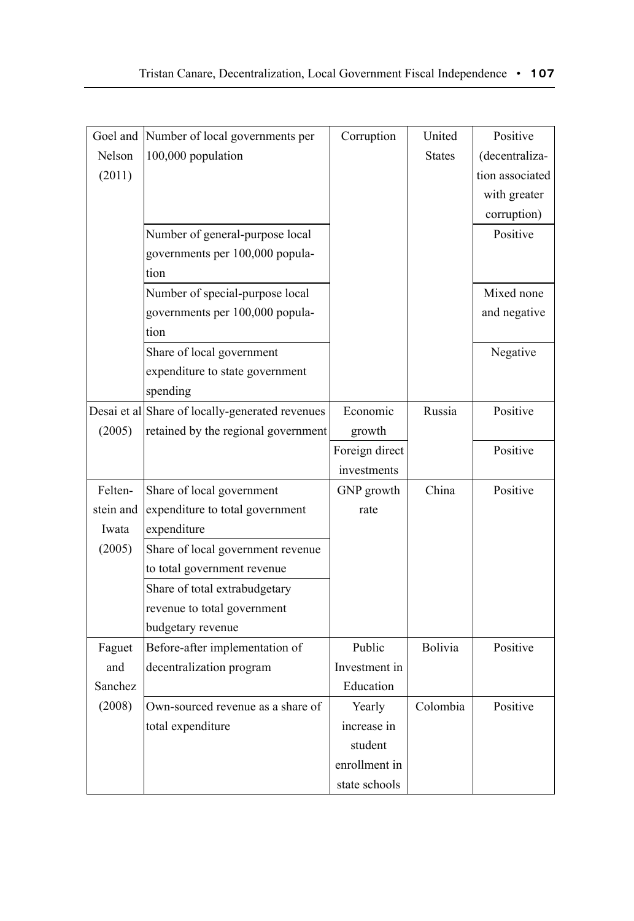| | | | | |
|---|---|---|---|---|
| Goel and Nelson (2011) | Number of local governments per 100,000 population | Corruption | United States | Positive (decentralization associated with greater corruption) |
| | Number of general-purpose local governments per 100,000 population | | | Positive |
| | Number of special-purpose local governments per 100,000 population | | | Mixed none and negative |
| | Share of local government expenditure to state government spending | | | Negative |
| Desai et al (2005) | Share of locally-generated revenues retained by the regional government | Economic growth | Russia | Positive |
| | | Foreign direct investments | | Positive |
| Feltenstein and Iwata (2005) | Share of local government expenditure to total government expenditure | GNP growth rate | China | Positive |
| | Share of local government revenue to total government revenue | | | |
| | Share of total extrabudgetary revenue to total government budgetary revenue | | | |
| Faguet and Sanchez (2008) | Before-after implementation of decentralization program | Public Investment in Education | Bolivia | Positive |
| | Own-sourced revenue as a share of total expenditure | Yearly increase in student enrollment in state schools | Colombia | Positive |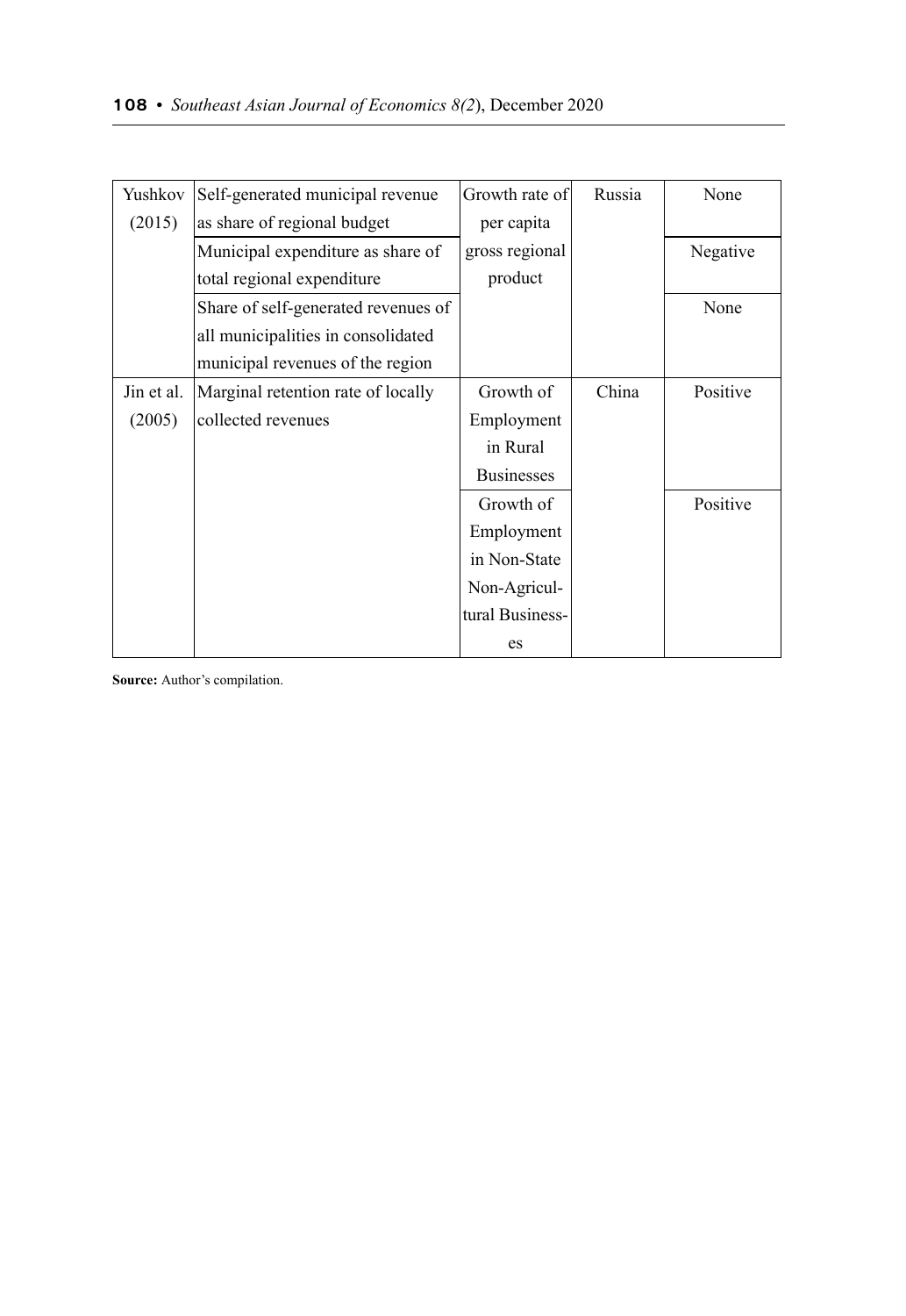| | | | | |
|---|---|---|---|---|
| Yushkov (2015) | Self-generated municipal revenue as share of regional budget | Growth rate of per capita gross regional product | Russia | None |
| | Municipal expenditure as share of total regional expenditure | | | Negative |
| | Share of self-generated revenues of all municipalities in consolidated municipal revenues of the region | | | None |
| Jin et al. (2005) | Marginal retention rate of locally collected revenues | Growth of Employment in Rural Businesses | China | Positive |
| | | Growth of Employment in Non-State Non-Agricultural Businesses | | Positive |

**Source:** Author's compilation.